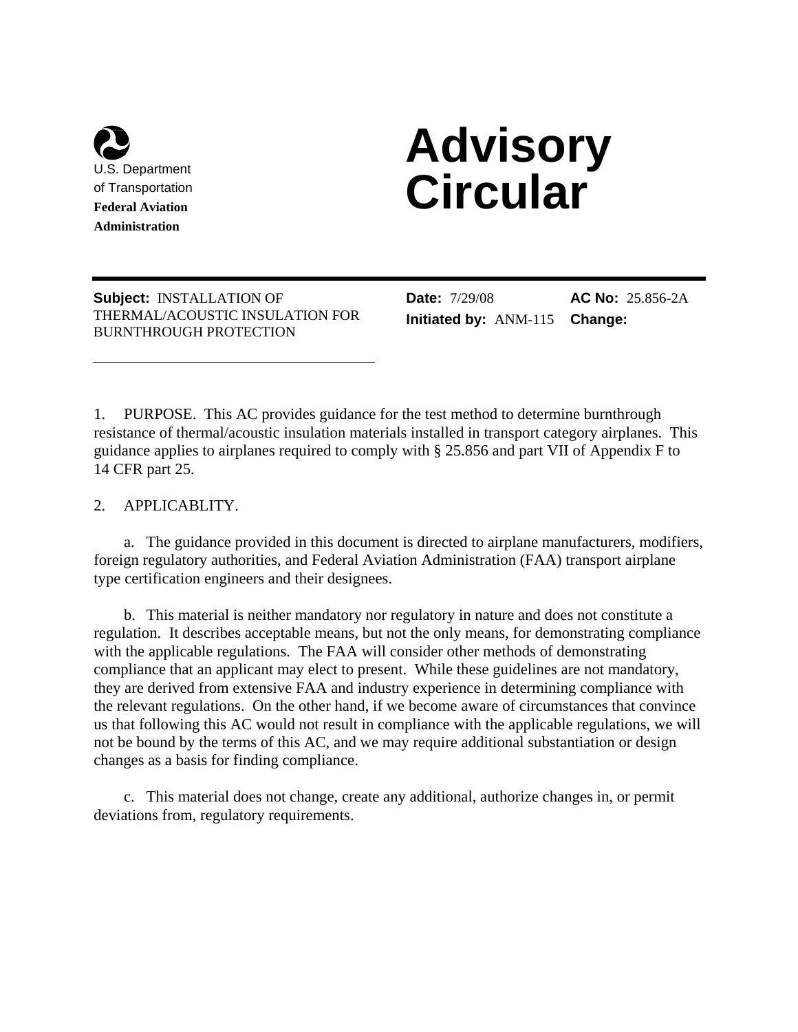U.S. Department of Transportation
**Federal Aviation Administration**

# Advisory Circular

**Subject:** INSTALLATION OF THERMAL/ACOUSTIC INSULATION FOR BURNTHROUGH PROTECTION

**Date:** 7/29/08

**Initiated by:** ANM-115

**AC No:** 25.856-2A

**Change:**

1. PURPOSE. This AC provides guidance for the test method to determine burnthrough resistance of thermal/acoustic insulation materials installed in transport category airplanes. This guidance applies to airplanes required to comply with § 25.856 and part VII of Appendix F to 14 CFR part 25.

2. APPLICABLITY.

a. The guidance provided in this document is directed to airplane manufacturers, modifiers, foreign regulatory authorities, and Federal Aviation Administration (FAA) transport airplane type certification engineers and their designees.

b. This material is neither mandatory nor regulatory in nature and does not constitute a regulation. It describes acceptable means, but not the only means, for demonstrating compliance with the applicable regulations. The FAA will consider other methods of demonstrating compliance that an applicant may elect to present. While these guidelines are not mandatory, they are derived from extensive FAA and industry experience in determining compliance with the relevant regulations. On the other hand, if we become aware of circumstances that convince us that following this AC would not result in compliance with the applicable regulations, we will not be bound by the terms of this AC, and we may require additional substantiation or design changes as a basis for finding compliance.

c. This material does not change, create any additional, authorize changes in, or permit deviations from, regulatory requirements.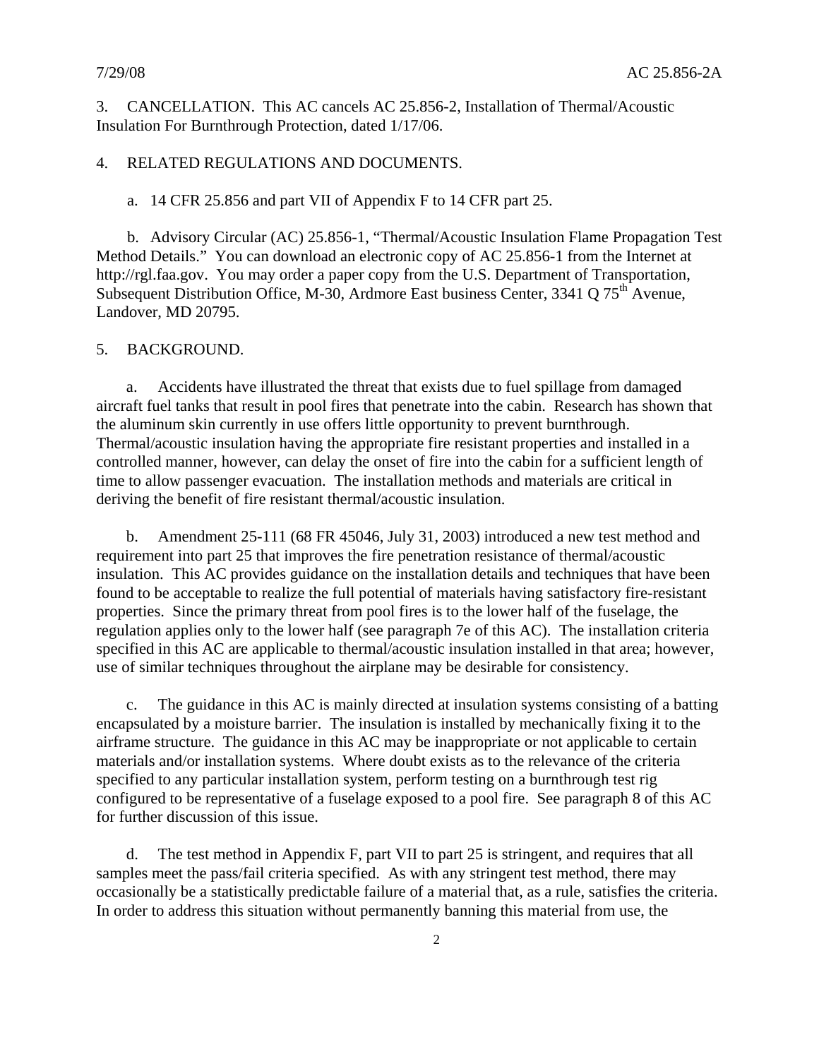3. CANCELLATION. This AC cancels AC 25.856-2, Installation of Thermal/Acoustic Insulation For Burnthrough Protection, dated 1/17/06.

4. RELATED REGULATIONS AND DOCUMENTS.

a. 14 CFR 25.856 and part VII of Appendix F to 14 CFR part 25.

b. Advisory Circular (AC) 25.856-1, "Thermal/Acoustic Insulation Flame Propagation Test Method Details." You can download an electronic copy of AC 25.856-1 from the Internet at http://rgl.faa.gov. You may order a paper copy from the U.S. Department of Transportation, Subsequent Distribution Office, M-30, Ardmore East business Center, 3341 Q 75th Avenue, Landover, MD 20795.

5. BACKGROUND.

a. Accidents have illustrated the threat that exists due to fuel spillage from damaged aircraft fuel tanks that result in pool fires that penetrate into the cabin. Research has shown that the aluminum skin currently in use offers little opportunity to prevent burnthrough. Thermal/acoustic insulation having the appropriate fire resistant properties and installed in a controlled manner, however, can delay the onset of fire into the cabin for a sufficient length of time to allow passenger evacuation. The installation methods and materials are critical in deriving the benefit of fire resistant thermal/acoustic insulation.

b. Amendment 25-111 (68 FR 45046, July 31, 2003) introduced a new test method and requirement into part 25 that improves the fire penetration resistance of thermal/acoustic insulation. This AC provides guidance on the installation details and techniques that have been found to be acceptable to realize the full potential of materials having satisfactory fire-resistant properties. Since the primary threat from pool fires is to the lower half of the fuselage, the regulation applies only to the lower half (see paragraph 7e of this AC). The installation criteria specified in this AC are applicable to thermal/acoustic insulation installed in that area; however, use of similar techniques throughout the airplane may be desirable for consistency.

c. The guidance in this AC is mainly directed at insulation systems consisting of a batting encapsulated by a moisture barrier. The insulation is installed by mechanically fixing it to the airframe structure. The guidance in this AC may be inappropriate or not applicable to certain materials and/or installation systems. Where doubt exists as to the relevance of the criteria specified to any particular installation system, perform testing on a burnthrough test rig configured to be representative of a fuselage exposed to a pool fire. See paragraph 8 of this AC for further discussion of this issue.

d. The test method in Appendix F, part VII to part 25 is stringent, and requires that all samples meet the pass/fail criteria specified. As with any stringent test method, there may occasionally be a statistically predictable failure of a material that, as a rule, satisfies the criteria. In order to address this situation without permanently banning this material from use, the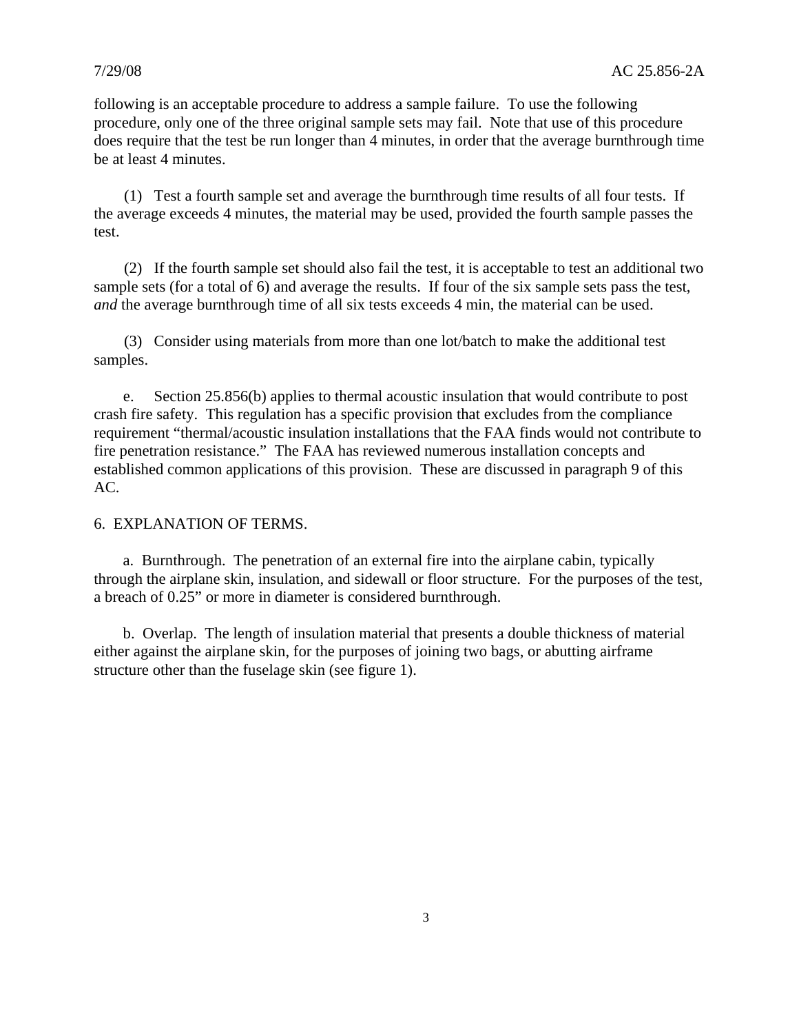following is an acceptable procedure to address a sample failure. To use the following procedure, only one of the three original sample sets may fail. Note that use of this procedure does require that the test be run longer than 4 minutes, in order that the average burnthrough time be at least 4 minutes.

(1) Test a fourth sample set and average the burnthrough time results of all four tests. If the average exceeds 4 minutes, the material may be used, provided the fourth sample passes the test.

(2) If the fourth sample set should also fail the test, it is acceptable to test an additional two sample sets (for a total of 6) and average the results. If four of the six sample sets pass the test, *and* the average burnthrough time of all six tests exceeds 4 min, the material can be used.

(3) Consider using materials from more than one lot/batch to make the additional test samples.

e. Section 25.856(b) applies to thermal acoustic insulation that would contribute to post crash fire safety. This regulation has a specific provision that excludes from the compliance requirement "thermal/acoustic insulation installations that the FAA finds would not contribute to fire penetration resistance." The FAA has reviewed numerous installation concepts and established common applications of this provision. These are discussed in paragraph 9 of this AC.

## 6. EXPLANATION OF TERMS.

a. Burnthrough. The penetration of an external fire into the airplane cabin, typically through the airplane skin, insulation, and sidewall or floor structure. For the purposes of the test, a breach of 0.25" or more in diameter is considered burnthrough.

b. Overlap. The length of insulation material that presents a double thickness of material either against the airplane skin, for the purposes of joining two bags, or abutting airframe structure other than the fuselage skin (see figure 1).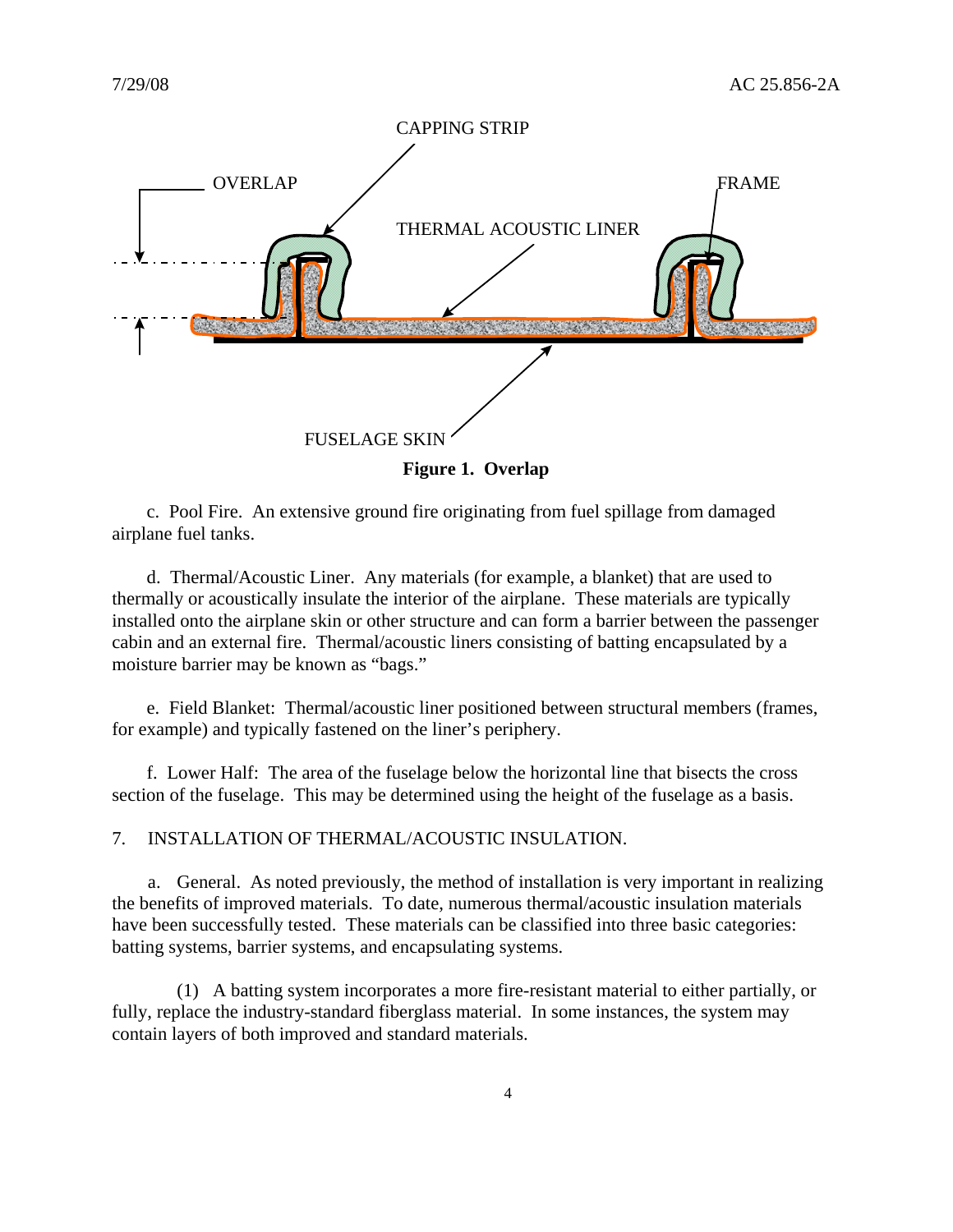CAPPING STRIP

OVERLAP

FRAME

THERMAL ACOUSTIC LINER

FUSELAGE SKIN

**Figure 1. Overlap**

c. Pool Fire. An extensive ground fire originating from fuel spillage from damaged airplane fuel tanks.

d. Thermal/Acoustic Liner. Any materials (for example, a blanket) that are used to thermally or acoustically insulate the interior of the airplane. These materials are typically installed onto the airplane skin or other structure and can form a barrier between the passenger cabin and an external fire. Thermal/acoustic liners consisting of batting encapsulated by a moisture barrier may be known as "bags."

e. Field Blanket: Thermal/acoustic liner positioned between structural members (frames, for example) and typically fastened on the liner's periphery.

f. Lower Half: The area of the fuselage below the horizontal line that bisects the cross section of the fuselage. This may be determined using the height of the fuselage as a basis.

## 7. INSTALLATION OF THERMAL/ACOUSTIC INSULATION.

a. General. As noted previously, the method of installation is very important in realizing the benefits of improved materials. To date, numerous thermal/acoustic insulation materials have been successfully tested. These materials can be classified into three basic categories: batting systems, barrier systems, and encapsulating systems.

(1) A batting system incorporates a more fire-resistant material to either partially, or fully, replace the industry-standard fiberglass material. In some instances, the system may contain layers of both improved and standard materials.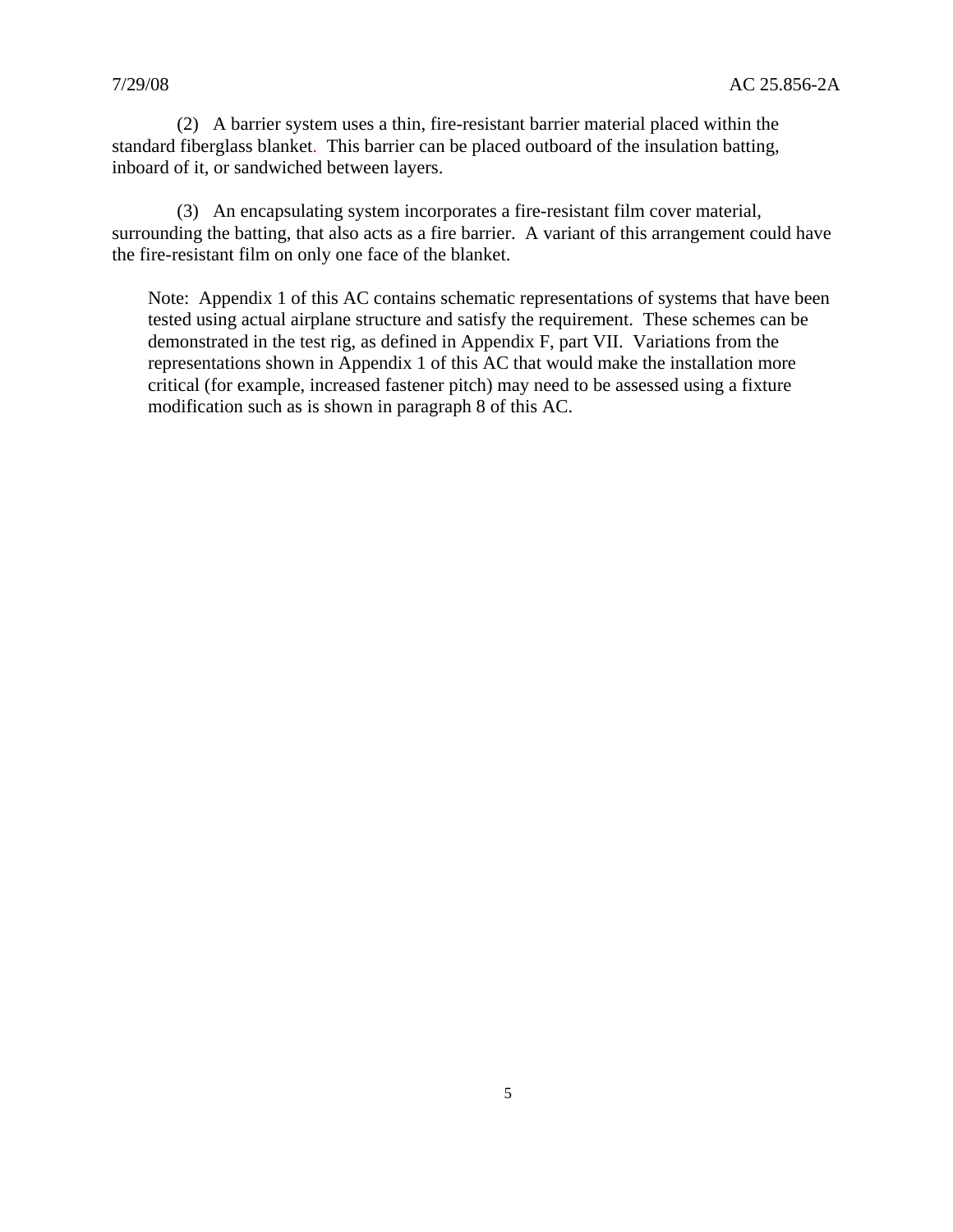(2) A barrier system uses a thin, fire-resistant barrier material placed within the standard fiberglass blanket. This barrier can be placed outboard of the insulation batting, inboard of it, or sandwiched between layers.

(3) An encapsulating system incorporates a fire-resistant film cover material, surrounding the batting, that also acts as a fire barrier. A variant of this arrangement could have the fire-resistant film on only one face of the blanket.

Note: Appendix 1 of this AC contains schematic representations of systems that have been tested using actual airplane structure and satisfy the requirement. These schemes can be demonstrated in the test rig, as defined in Appendix F, part VII. Variations from the representations shown in Appendix 1 of this AC that would make the installation more critical (for example, increased fastener pitch) may need to be assessed using a fixture modification such as is shown in paragraph 8 of this AC.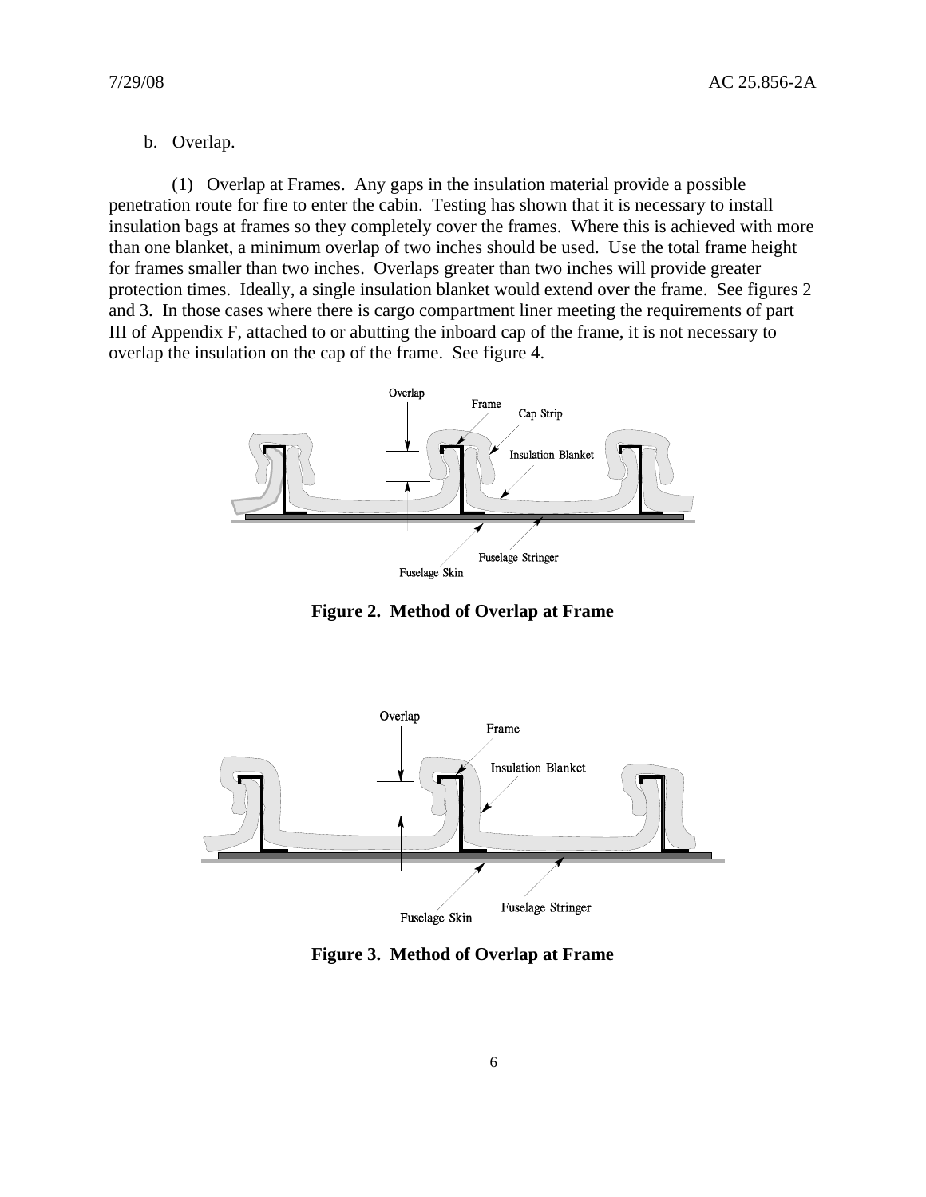b. Overlap.

(1) Overlap at Frames. Any gaps in the insulation material provide a possible penetration route for fire to enter the cabin. Testing has shown that it is necessary to install insulation bags at frames so they completely cover the frames. Where this is achieved with more than one blanket, a minimum overlap of two inches should be used. Use the total frame height for frames smaller than two inches. Overlaps greater than two inches will provide greater protection times. Ideally, a single insulation blanket would extend over the frame. See figures 2 and 3. In those cases where there is cargo compartment liner meeting the requirements of part III of Appendix F, attached to or abutting the inboard cap of the frame, it is not necessary to overlap the insulation on the cap of the frame. See figure 4.

**Figure 2. Method of Overlap at Frame**

**Figure 3. Method of Overlap at Frame**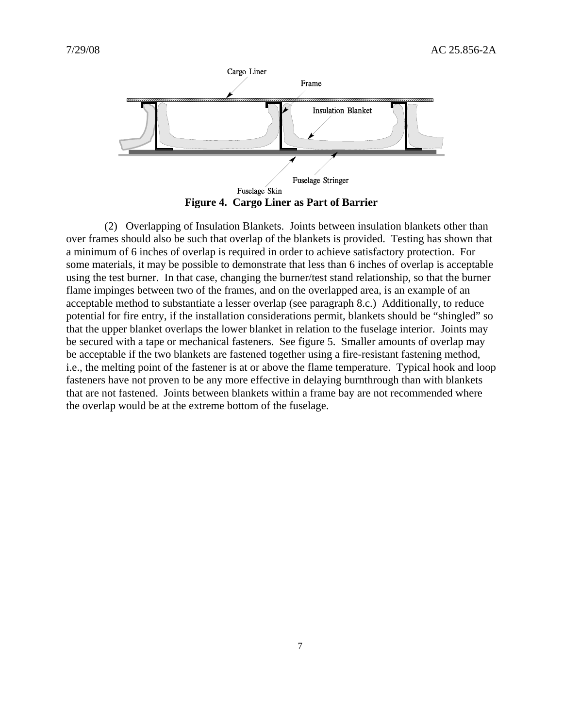Cargo Liner

Frame

Insulation Blanket

Fuselage Stringer

Fuselage Skin

**Figure 4. Cargo Liner as Part of Barrier**

(2) Overlapping of Insulation Blankets. Joints between insulation blankets other than over frames should also be such that overlap of the blankets is provided. Testing has shown that a minimum of 6 inches of overlap is required in order to achieve satisfactory protection. For some materials, it may be possible to demonstrate that less than 6 inches of overlap is acceptable using the test burner. In that case, changing the burner/test stand relationship, so that the burner flame impinges between two of the frames, and on the overlapped area, is an example of an acceptable method to substantiate a lesser overlap (see paragraph 8.c.) Additionally, to reduce potential for fire entry, if the installation considerations permit, blankets should be "shingled" so that the upper blanket overlaps the lower blanket in relation to the fuselage interior. Joints may be secured with a tape or mechanical fasteners. See figure 5. Smaller amounts of overlap may be acceptable if the two blankets are fastened together using a fire-resistant fastening method, i.e., the melting point of the fastener is at or above the flame temperature. Typical hook and loop fasteners have not proven to be any more effective in delaying burnthrough than with blankets that are not fastened. Joints between blankets within a frame bay are not recommended where the overlap would be at the extreme bottom of the fuselage.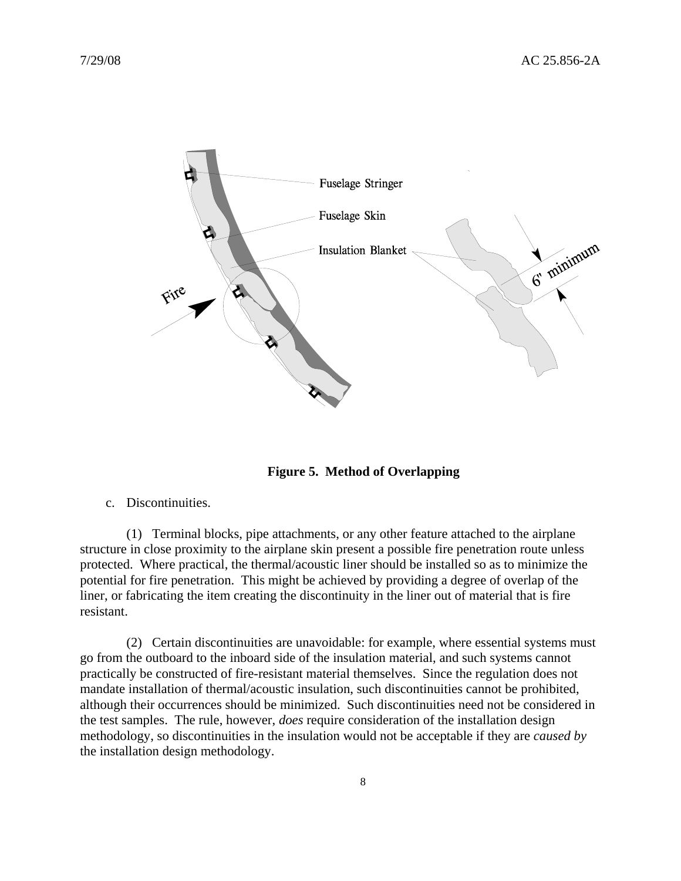**Figure 5. Method of Overlapping**

c. Discontinuities.

(1) Terminal blocks, pipe attachments, or any other feature attached to the airplane structure in close proximity to the airplane skin present a possible fire penetration route unless protected. Where practical, the thermal/acoustic liner should be installed so as to minimize the potential for fire penetration. This might be achieved by providing a degree of overlap of the liner, or fabricating the item creating the discontinuity in the liner out of material that is fire resistant.

(2) Certain discontinuities are unavoidable: for example, where essential systems must go from the outboard to the inboard side of the insulation material, and such systems cannot practically be constructed of fire-resistant material themselves. Since the regulation does not mandate installation of thermal/acoustic insulation, such discontinuities cannot be prohibited, although their occurrences should be minimized. Such discontinuities need not be considered in the test samples. The rule, however, *does* require consideration of the installation design methodology, so discontinuities in the insulation would not be acceptable if they are *caused by* the installation design methodology.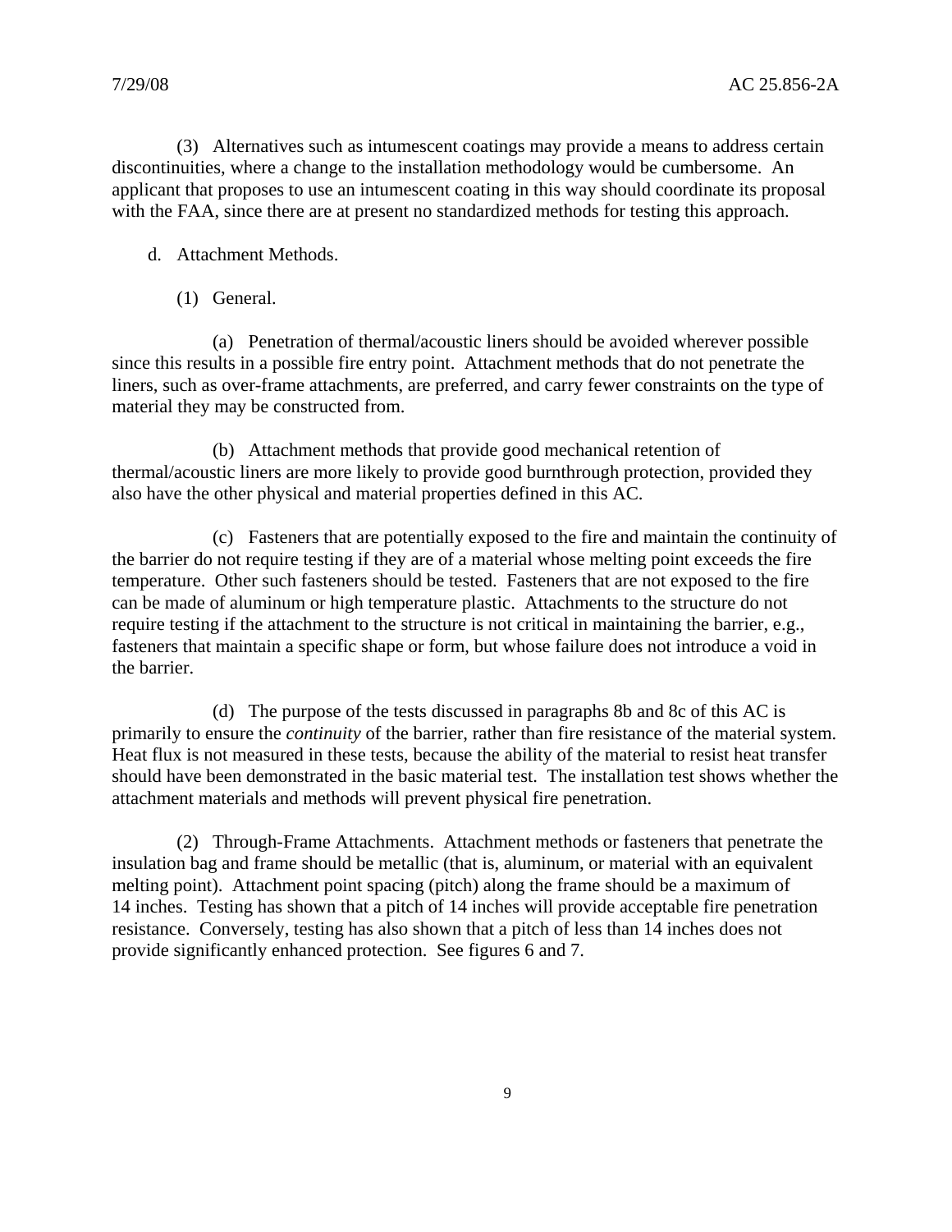(3) Alternatives such as intumescent coatings may provide a means to address certain discontinuities, where a change to the installation methodology would be cumbersome. An applicant that proposes to use an intumescent coating in this way should coordinate its proposal with the FAA, since there are at present no standardized methods for testing this approach.

d. Attachment Methods.

(1) General.

(a) Penetration of thermal/acoustic liners should be avoided wherever possible since this results in a possible fire entry point. Attachment methods that do not penetrate the liners, such as over-frame attachments, are preferred, and carry fewer constraints on the type of material they may be constructed from.

(b) Attachment methods that provide good mechanical retention of thermal/acoustic liners are more likely to provide good burnthrough protection, provided they also have the other physical and material properties defined in this AC.

(c) Fasteners that are potentially exposed to the fire and maintain the continuity of the barrier do not require testing if they are of a material whose melting point exceeds the fire temperature. Other such fasteners should be tested. Fasteners that are not exposed to the fire can be made of aluminum or high temperature plastic. Attachments to the structure do not require testing if the attachment to the structure is not critical in maintaining the barrier, e.g., fasteners that maintain a specific shape or form, but whose failure does not introduce a void in the barrier.

(d) The purpose of the tests discussed in paragraphs 8b and 8c of this AC is primarily to ensure the *continuity* of the barrier, rather than fire resistance of the material system. Heat flux is not measured in these tests, because the ability of the material to resist heat transfer should have been demonstrated in the basic material test. The installation test shows whether the attachment materials and methods will prevent physical fire penetration.

(2) Through-Frame Attachments. Attachment methods or fasteners that penetrate the insulation bag and frame should be metallic (that is, aluminum, or material with an equivalent melting point). Attachment point spacing (pitch) along the frame should be a maximum of 14 inches. Testing has shown that a pitch of 14 inches will provide acceptable fire penetration resistance. Conversely, testing has also shown that a pitch of less than 14 inches does not provide significantly enhanced protection. See figures 6 and 7.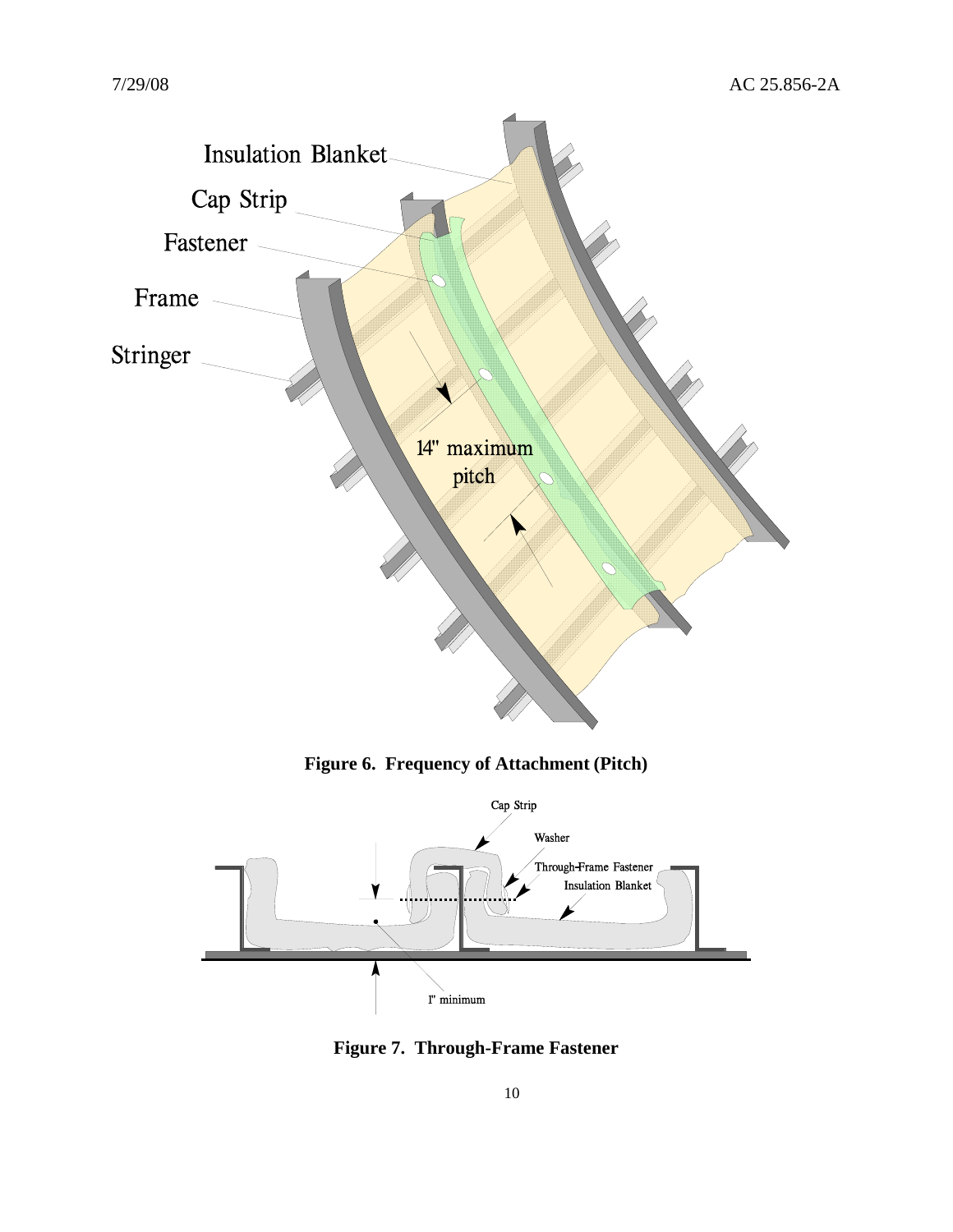**Figure 6. Frequency of Attachment (Pitch)**

**Figure 7. Through-Frame Fastener**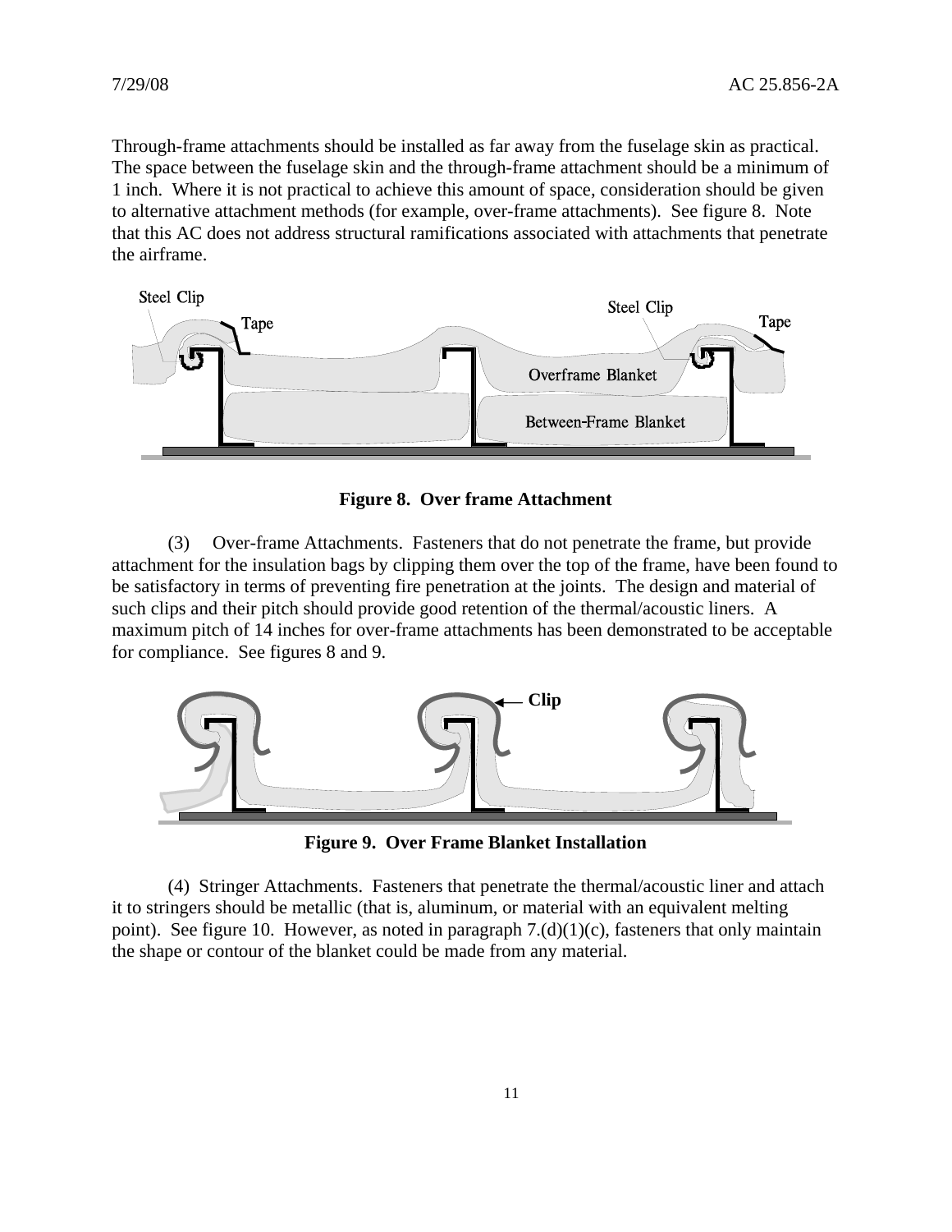Through-frame attachments should be installed as far away from the fuselage skin as practical. The space between the fuselage skin and the through-frame attachment should be a minimum of 1 inch. Where it is not practical to achieve this amount of space, consideration should be given to alternative attachment methods (for example, over-frame attachments). See figure 8. Note that this AC does not address structural ramifications associated with attachments that penetrate the airframe.

**Figure 8. Over frame Attachment**

(3) Over-frame Attachments. Fasteners that do not penetrate the frame, but provide attachment for the insulation bags by clipping them over the top of the frame, have been found to be satisfactory in terms of preventing fire penetration at the joints. The design and material of such clips and their pitch should provide good retention of the thermal/acoustic liners. A maximum pitch of 14 inches for over-frame attachments has been demonstrated to be acceptable for compliance. See figures 8 and 9.

**Figure 9. Over Frame Blanket Installation**

(4) Stringer Attachments. Fasteners that penetrate the thermal/acoustic liner and attach it to stringers should be metallic (that is, aluminum, or material with an equivalent melting point). See figure 10. However, as noted in paragraph 7.(d)(1)(c), fasteners that only maintain the shape or contour of the blanket could be made from any material.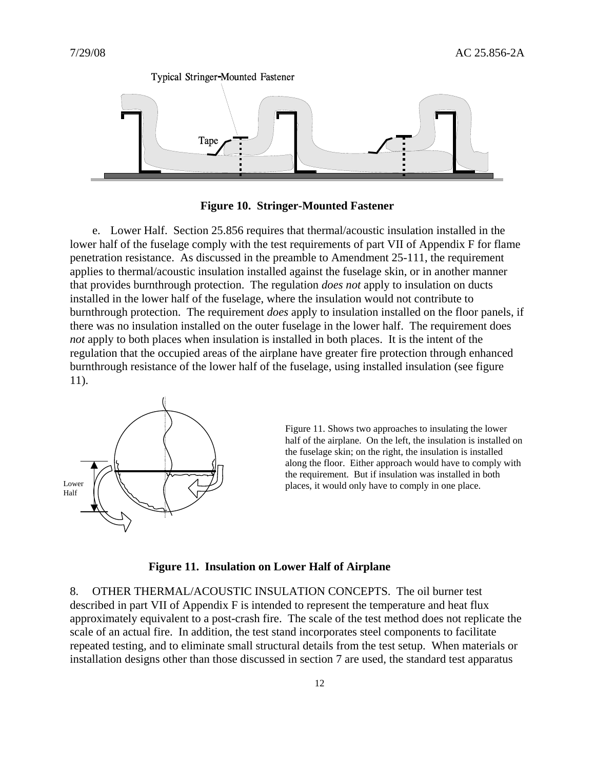**Figure 10. Stringer-Mounted Fastener**

e. Lower Half. Section 25.856 requires that thermal/acoustic insulation installed in the lower half of the fuselage comply with the test requirements of part VII of Appendix F for flame penetration resistance. As discussed in the preamble to Amendment 25-111, the requirement applies to thermal/acoustic insulation installed against the fuselage skin, or in another manner that provides burnthrough protection. The regulation *does not* apply to insulation on ducts installed in the lower half of the fuselage, where the insulation would not contribute to burnthrough protection. The requirement *does* apply to insulation installed on the floor panels, if there was no insulation installed on the outer fuselage in the lower half. The requirement does *not* apply to both places when insulation is installed in both places. It is the intent of the regulation that the occupied areas of the airplane have greater fire protection through enhanced burnthrough resistance of the lower half of the fuselage, using installed insulation (see figure 11).

Figure 11. Shows two approaches to insulating the lower half of the airplane. On the left, the insulation is installed on the fuselage skin; on the right, the insulation is installed along the floor. Either approach would have to comply with the requirement. But if insulation was installed in both places, it would only have to comply in one place.

**Figure 11. Insulation on Lower Half of Airplane**

8. OTHER THERMAL/ACOUSTIC INSULATION CONCEPTS. The oil burner test described in part VII of Appendix F is intended to represent the temperature and heat flux approximately equivalent to a post-crash fire. The scale of the test method does not replicate the scale of an actual fire. In addition, the test stand incorporates steel components to facilitate repeated testing, and to eliminate small structural details from the test setup. When materials or installation designs other than those discussed in section 7 are used, the standard test apparatus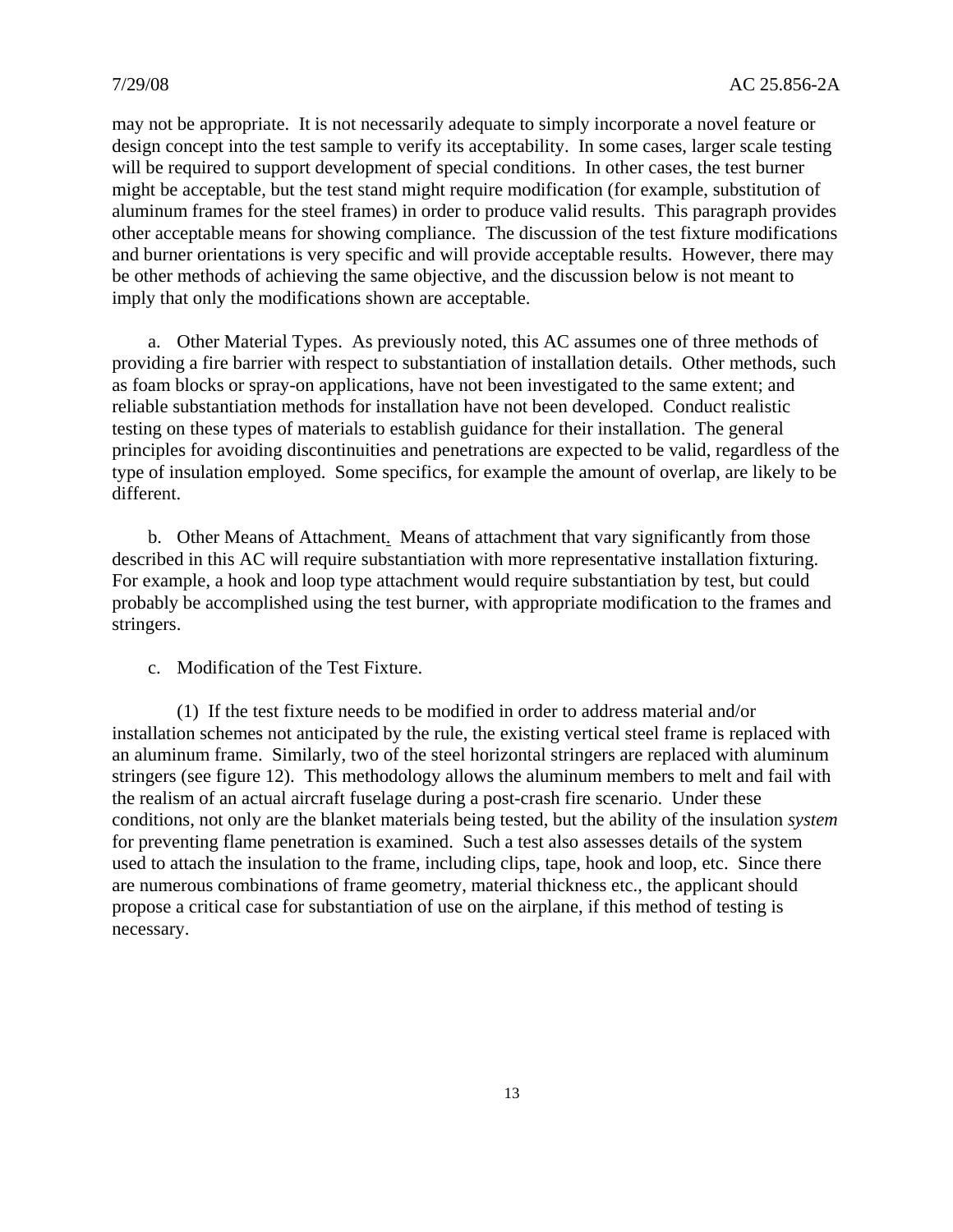may not be appropriate. It is not necessarily adequate to simply incorporate a novel feature or design concept into the test sample to verify its acceptability. In some cases, larger scale testing will be required to support development of special conditions. In other cases, the test burner might be acceptable, but the test stand might require modification (for example, substitution of aluminum frames for the steel frames) in order to produce valid results. This paragraph provides other acceptable means for showing compliance. The discussion of the test fixture modifications and burner orientations is very specific and will provide acceptable results. However, there may be other methods of achieving the same objective, and the discussion below is not meant to imply that only the modifications shown are acceptable.

a. Other Material Types. As previously noted, this AC assumes one of three methods of providing a fire barrier with respect to substantiation of installation details. Other methods, such as foam blocks or spray-on applications, have not been investigated to the same extent; and reliable substantiation methods for installation have not been developed. Conduct realistic testing on these types of materials to establish guidance for their installation. The general principles for avoiding discontinuities and penetrations are expected to be valid, regardless of the type of insulation employed. Some specifics, for example the amount of overlap, are likely to be different.

b. Other Means of Attachment. Means of attachment that vary significantly from those described in this AC will require substantiation with more representative installation fixturing. For example, a hook and loop type attachment would require substantiation by test, but could probably be accomplished using the test burner, with appropriate modification to the frames and stringers.

c. Modification of the Test Fixture.

(1) If the test fixture needs to be modified in order to address material and/or installation schemes not anticipated by the rule, the existing vertical steel frame is replaced with an aluminum frame. Similarly, two of the steel horizontal stringers are replaced with aluminum stringers (see figure 12). This methodology allows the aluminum members to melt and fail with the realism of an actual aircraft fuselage during a post-crash fire scenario. Under these conditions, not only are the blanket materials being tested, but the ability of the insulation *system* for preventing flame penetration is examined. Such a test also assesses details of the system used to attach the insulation to the frame, including clips, tape, hook and loop, etc. Since there are numerous combinations of frame geometry, material thickness etc., the applicant should propose a critical case for substantiation of use on the airplane, if this method of testing is necessary.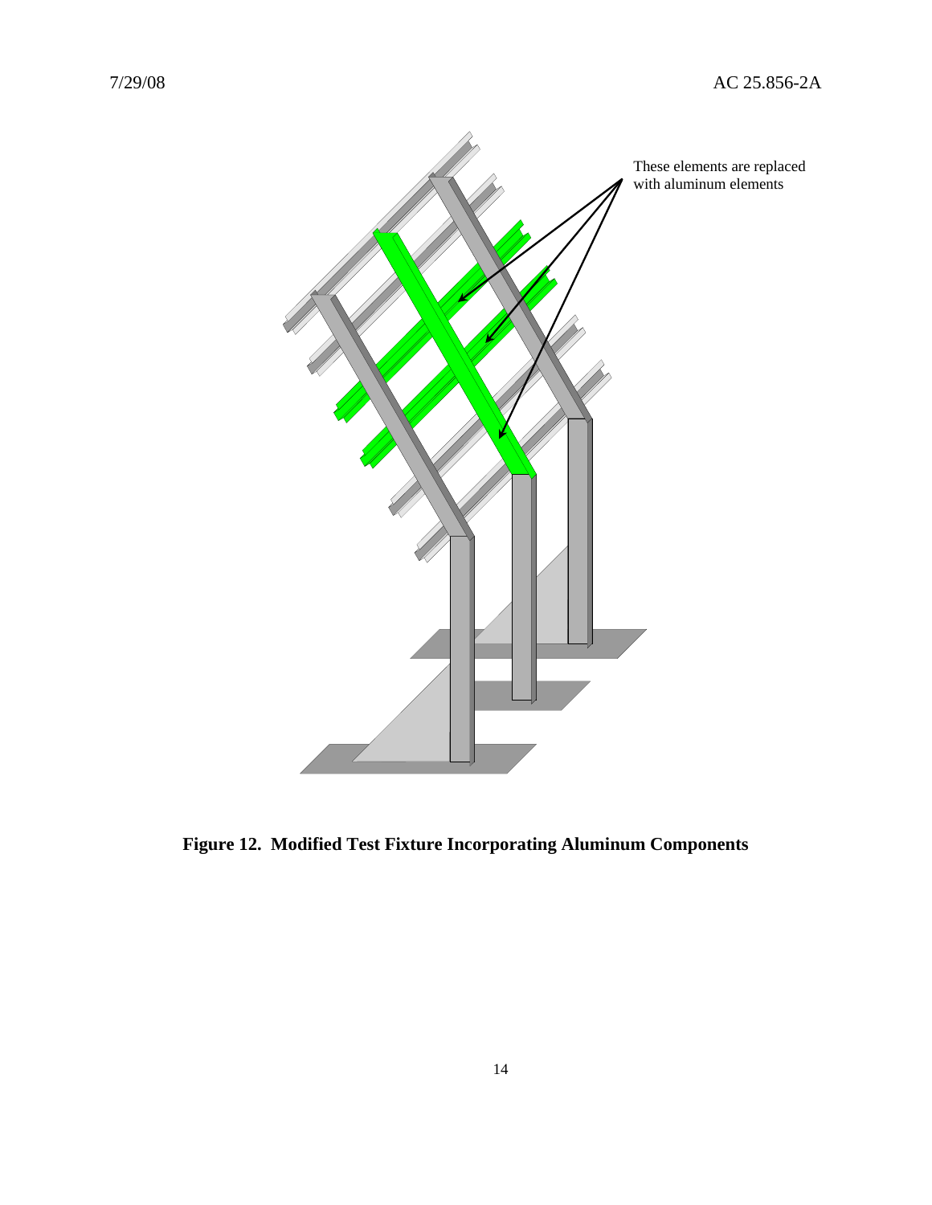These elements are replaced with aluminum elements

**Figure 12. Modified Test Fixture Incorporating Aluminum Components**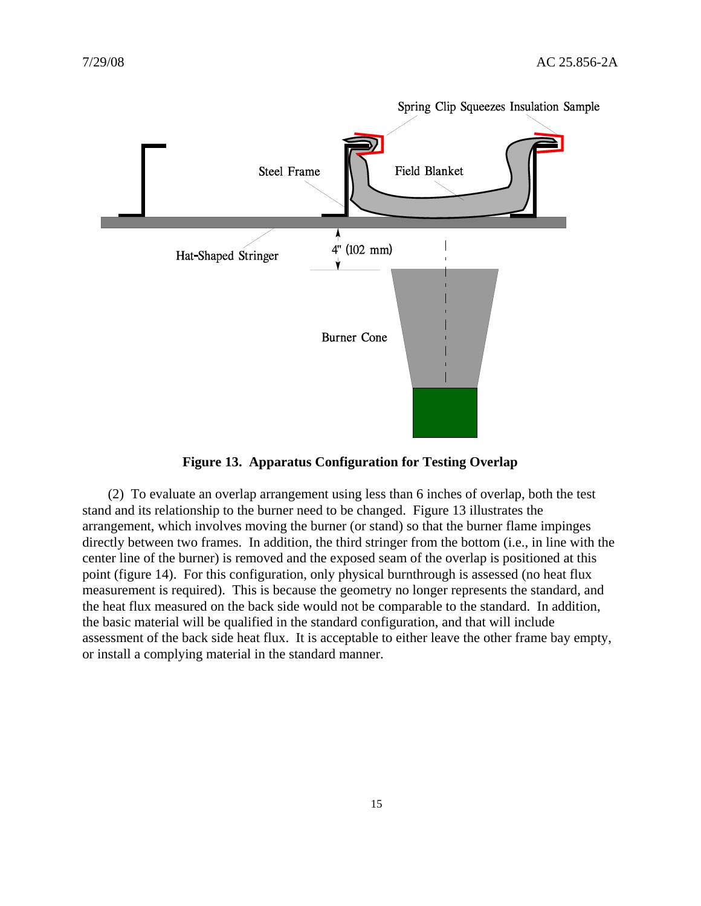**Figure 13. Apparatus Configuration for Testing Overlap**

(2) To evaluate an overlap arrangement using less than 6 inches of overlap, both the test stand and its relationship to the burner need to be changed. Figure 13 illustrates the arrangement, which involves moving the burner (or stand) so that the burner flame impinges directly between two frames. In addition, the third stringer from the bottom (i.e., in line with the center line of the burner) is removed and the exposed seam of the overlap is positioned at this point (figure 14). For this configuration, only physical burnthrough is assessed (no heat flux measurement is required). This is because the geometry no longer represents the standard, and the heat flux measured on the back side would not be comparable to the standard. In addition, the basic material will be qualified in the standard configuration, and that will include assessment of the back side heat flux. It is acceptable to either leave the other frame bay empty, or install a complying material in the standard manner.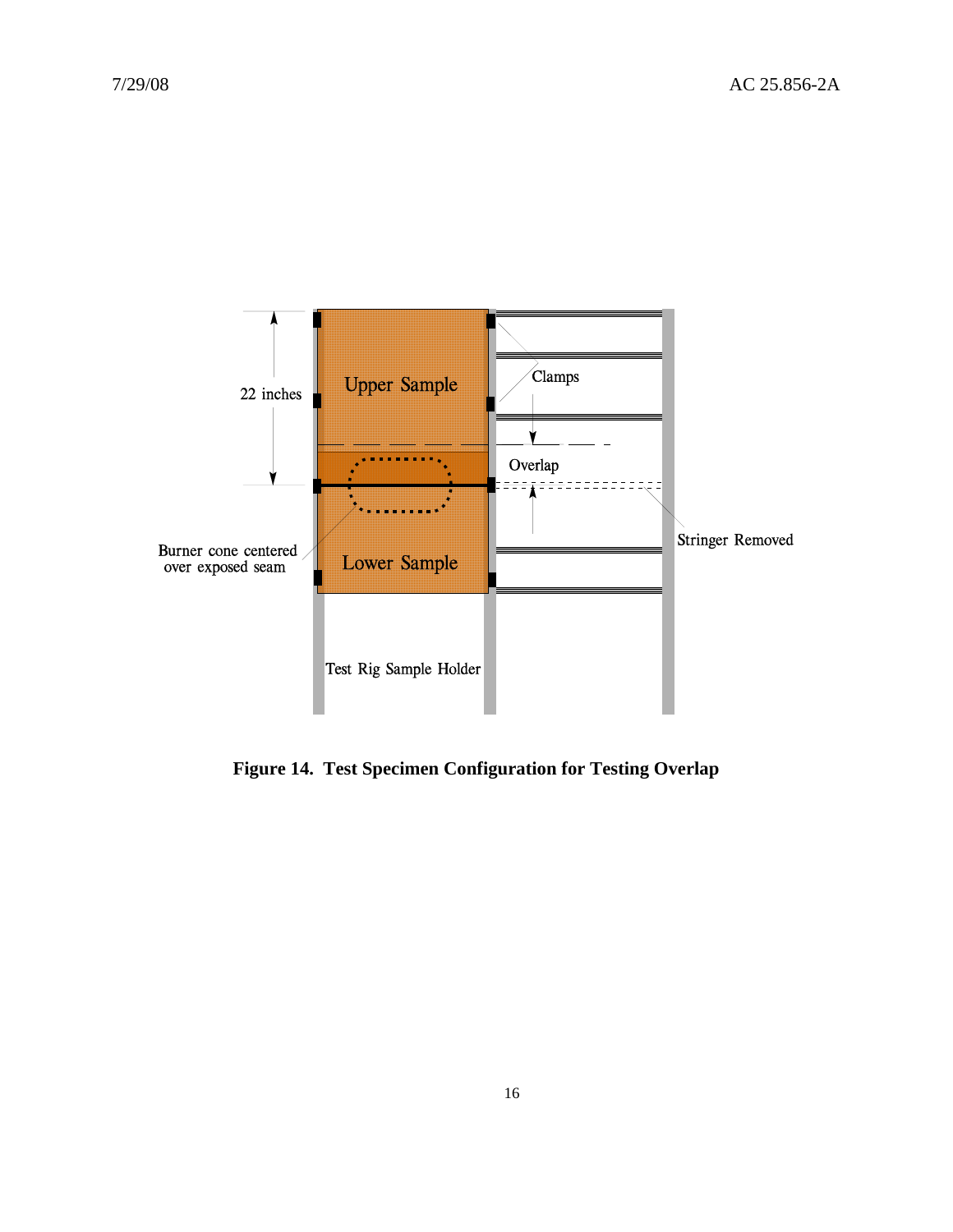**Figure 14. Test Specimen Configuration for Testing Overlap**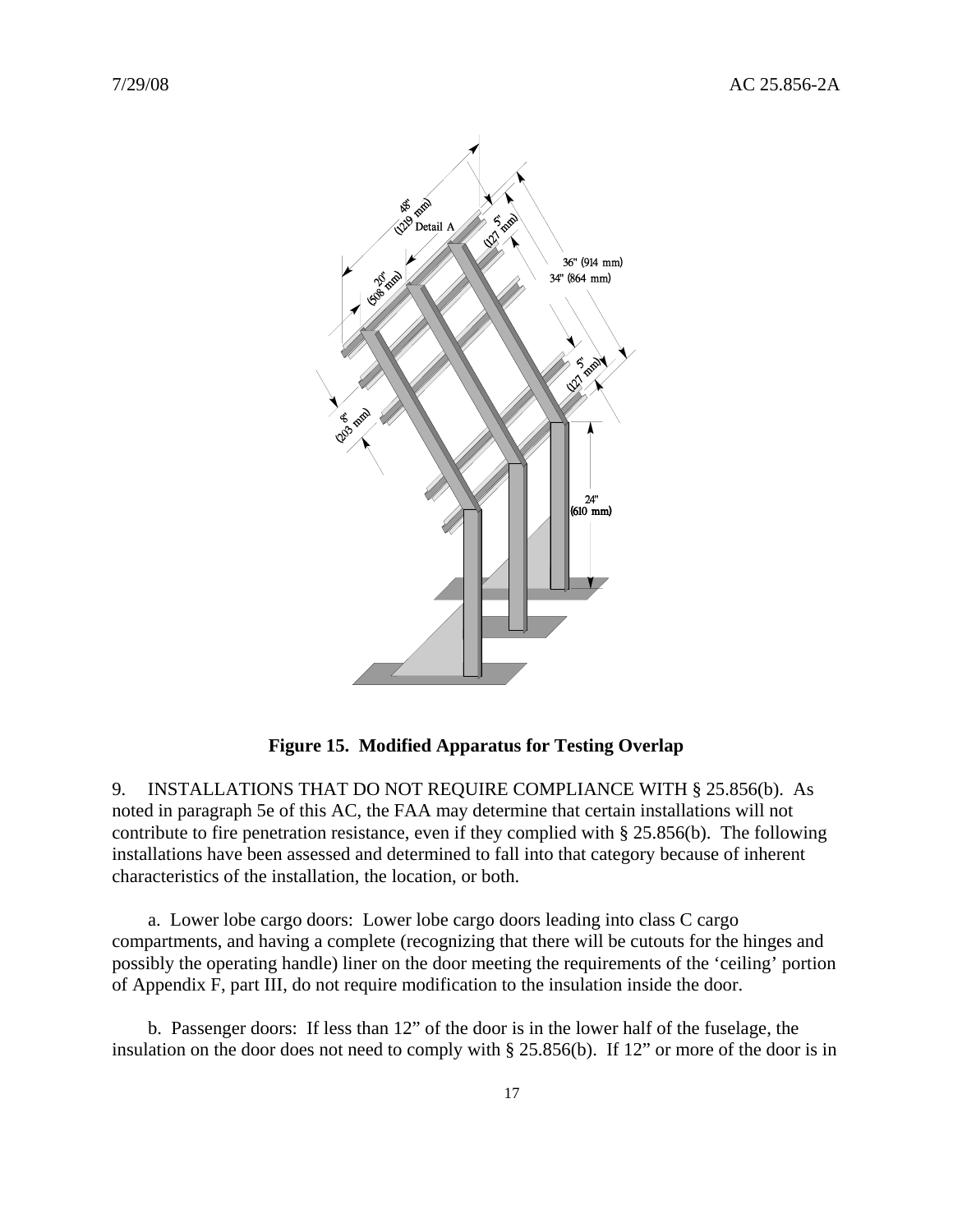**Figure 15. Modified Apparatus for Testing Overlap**

9. INSTALLATIONS THAT DO NOT REQUIRE COMPLIANCE WITH § 25.856(b). As noted in paragraph 5e of this AC, the FAA may determine that certain installations will not contribute to fire penetration resistance, even if they complied with § 25.856(b). The following installations have been assessed and determined to fall into that category because of inherent characteristics of the installation, the location, or both.

a. Lower lobe cargo doors: Lower lobe cargo doors leading into class C cargo compartments, and having a complete (recognizing that there will be cutouts for the hinges and possibly the operating handle) liner on the door meeting the requirements of the 'ceiling' portion of Appendix F, part III, do not require modification to the insulation inside the door.

b. Passenger doors: If less than 12" of the door is in the lower half of the fuselage, the insulation on the door does not need to comply with § 25.856(b). If 12" or more of the door is in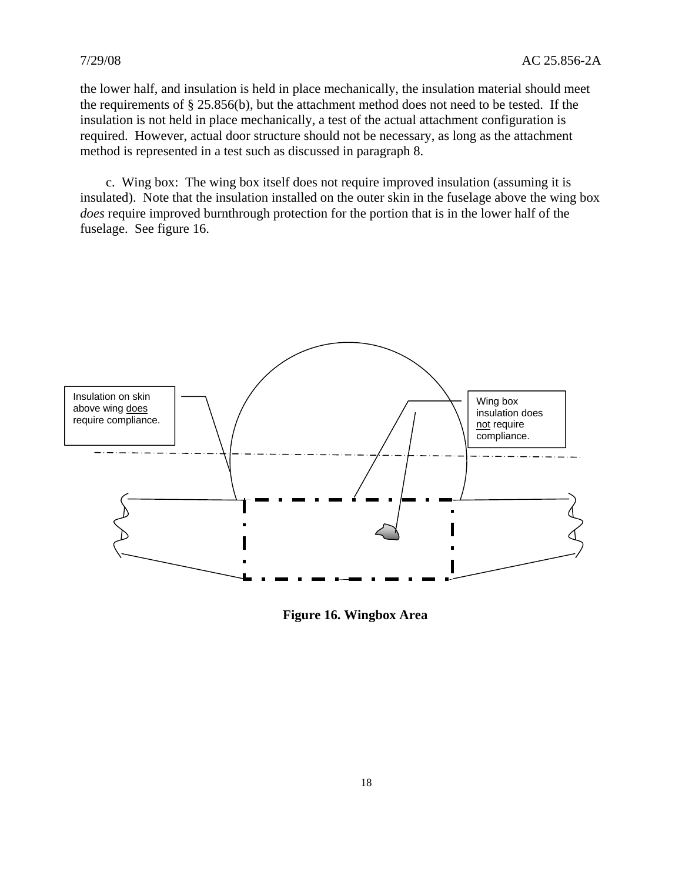the lower half, and insulation is held in place mechanically, the insulation material should meet the requirements of § 25.856(b), but the attachment method does not need to be tested. If the insulation is not held in place mechanically, a test of the actual attachment configuration is required. However, actual door structure should not be necessary, as long as the attachment method is represented in a test such as discussed in paragraph 8.

c. Wing box: The wing box itself does not require improved insulation (assuming it is insulated). Note that the insulation installed on the outer skin in the fuselage above the wing box *does* require improved burnthrough protection for the portion that is in the lower half of the fuselage. See figure 16.

Insulation on skin above wing does require compliance.

Wing box insulation does not require compliance.

**Figure 16. Wingbox Area**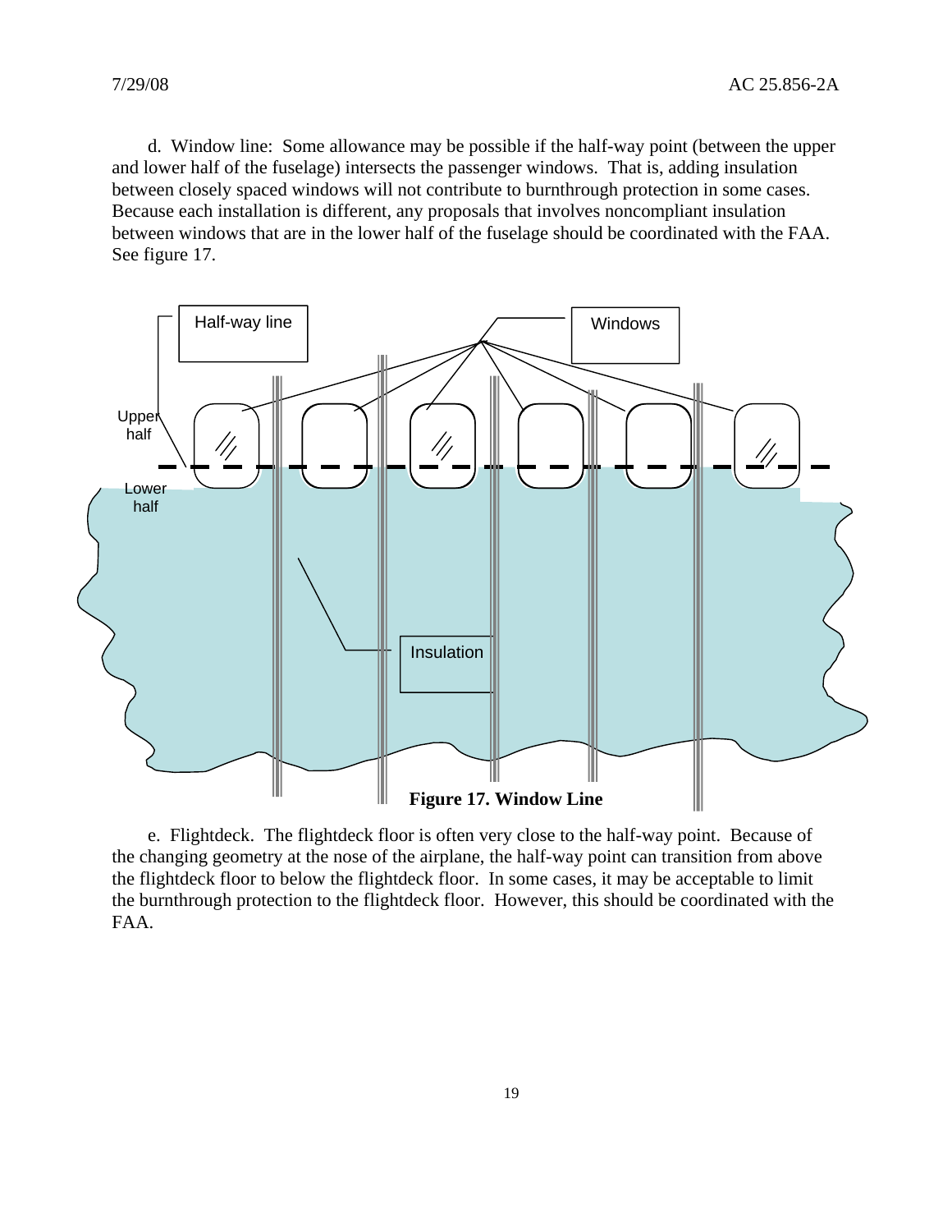d. Window line: Some allowance may be possible if the half-way point (between the upper and lower half of the fuselage) intersects the passenger windows. That is, adding insulation between closely spaced windows will not contribute to burnthrough protection in some cases. Because each installation is different, any proposals that involves noncompliant insulation between windows that are in the lower half of the fuselage should be coordinated with the FAA. See figure 17.

**Figure 17. Window Line**

e. Flightdeck. The flightdeck floor is often very close to the half-way point. Because of the changing geometry at the nose of the airplane, the half-way point can transition from above the flightdeck floor to below the flightdeck floor. In some cases, it may be acceptable to limit the burnthrough protection to the flightdeck floor. However, this should be coordinated with the FAA.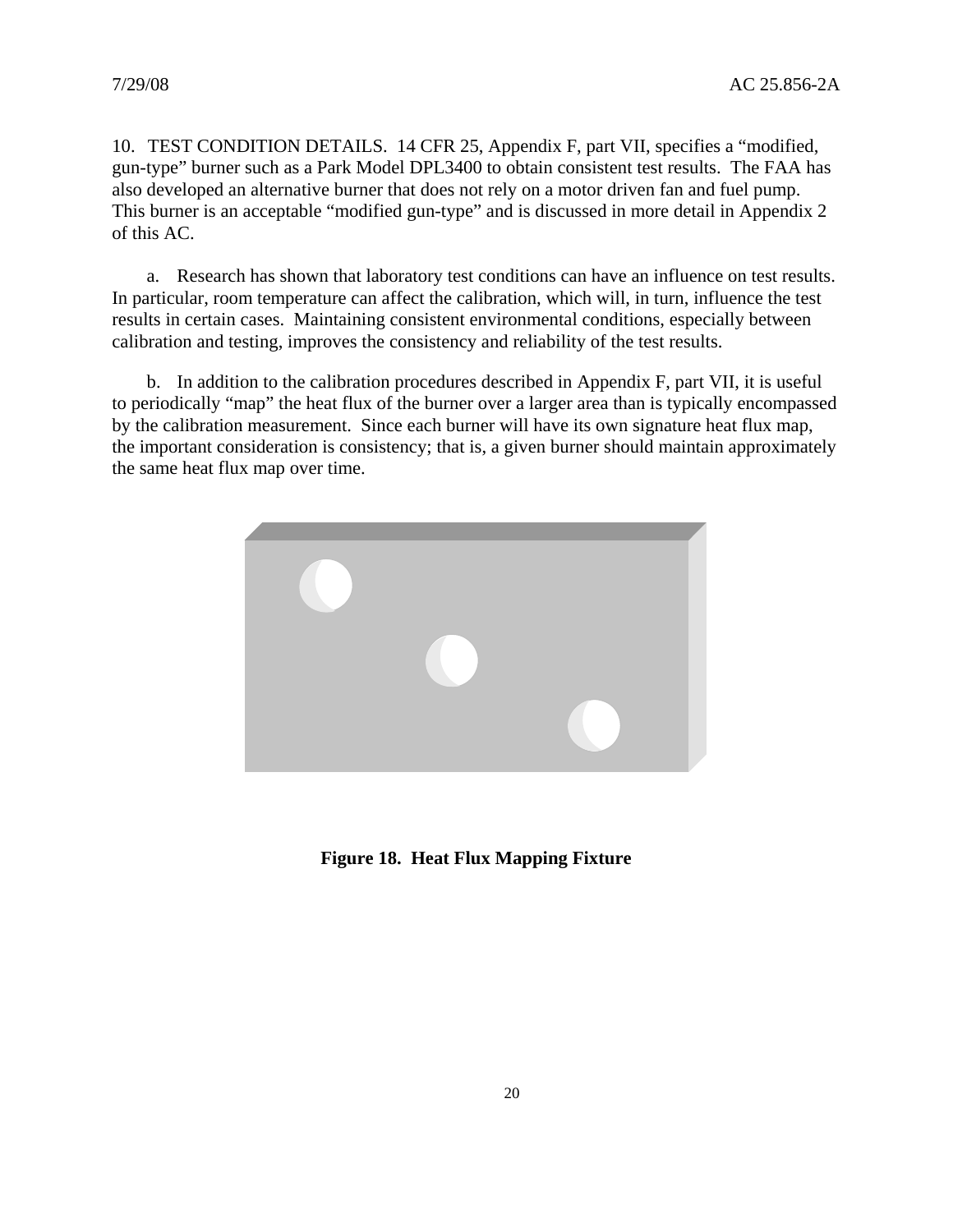10. TEST CONDITION DETAILS. 14 CFR 25, Appendix F, part VII, specifies a "modified, gun-type" burner such as a Park Model DPL3400 to obtain consistent test results. The FAA has also developed an alternative burner that does not rely on a motor driven fan and fuel pump. This burner is an acceptable "modified gun-type" and is discussed in more detail in Appendix 2 of this AC.

a. Research has shown that laboratory test conditions can have an influence on test results. In particular, room temperature can affect the calibration, which will, in turn, influence the test results in certain cases. Maintaining consistent environmental conditions, especially between calibration and testing, improves the consistency and reliability of the test results.

b. In addition to the calibration procedures described in Appendix F, part VII, it is useful to periodically "map" the heat flux of the burner over a larger area than is typically encompassed by the calibration measurement. Since each burner will have its own signature heat flux map, the important consideration is consistency; that is, a given burner should maintain approximately the same heat flux map over time.

**Figure 18. Heat Flux Mapping Fixture**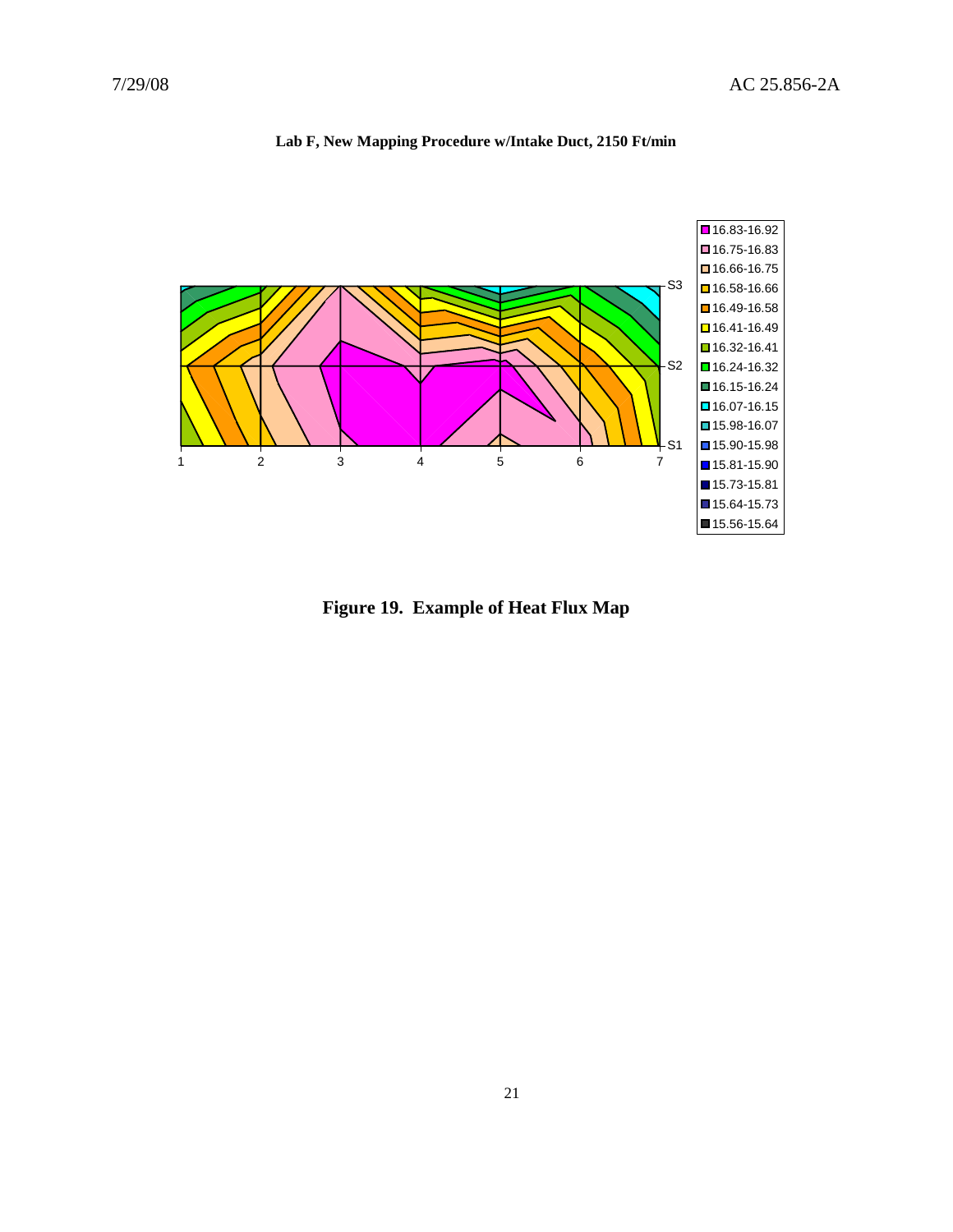**Lab F, New Mapping Procedure w/Intake Duct, 2150 Ft/min**

**Figure 19. Example of Heat Flux Map**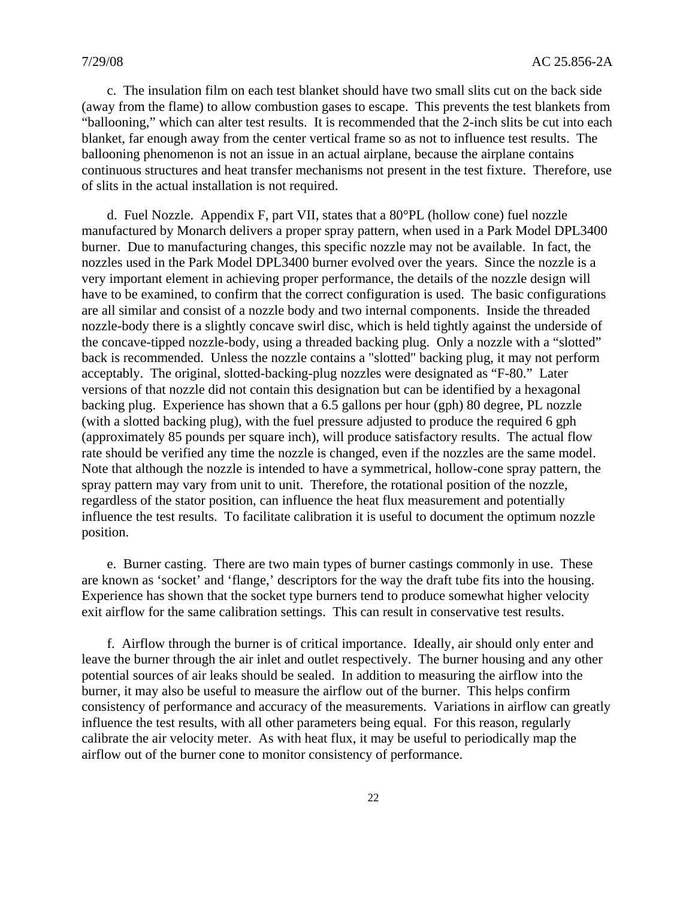c. The insulation film on each test blanket should have two small slits cut on the back side (away from the flame) to allow combustion gases to escape. This prevents the test blankets from "ballooning," which can alter test results. It is recommended that the 2-inch slits be cut into each blanket, far enough away from the center vertical frame so as not to influence test results. The ballooning phenomenon is not an issue in an actual airplane, because the airplane contains continuous structures and heat transfer mechanisms not present in the test fixture. Therefore, use of slits in the actual installation is not required.

d. Fuel Nozzle. Appendix F, part VII, states that a 80°PL (hollow cone) fuel nozzle manufactured by Monarch delivers a proper spray pattern, when used in a Park Model DPL3400 burner. Due to manufacturing changes, this specific nozzle may not be available. In fact, the nozzles used in the Park Model DPL3400 burner evolved over the years. Since the nozzle is a very important element in achieving proper performance, the details of the nozzle design will have to be examined, to confirm that the correct configuration is used. The basic configurations are all similar and consist of a nozzle body and two internal components. Inside the threaded nozzle-body there is a slightly concave swirl disc, which is held tightly against the underside of the concave-tipped nozzle-body, using a threaded backing plug. Only a nozzle with a "slotted" back is recommended. Unless the nozzle contains a "slotted" backing plug, it may not perform acceptably. The original, slotted-backing-plug nozzles were designated as "F-80." Later versions of that nozzle did not contain this designation but can be identified by a hexagonal backing plug. Experience has shown that a 6.5 gallons per hour (gph) 80 degree, PL nozzle (with a slotted backing plug), with the fuel pressure adjusted to produce the required 6 gph (approximately 85 pounds per square inch), will produce satisfactory results. The actual flow rate should be verified any time the nozzle is changed, even if the nozzles are the same model. Note that although the nozzle is intended to have a symmetrical, hollow-cone spray pattern, the spray pattern may vary from unit to unit. Therefore, the rotational position of the nozzle, regardless of the stator position, can influence the heat flux measurement and potentially influence the test results. To facilitate calibration it is useful to document the optimum nozzle position.

e. Burner casting. There are two main types of burner castings commonly in use. These are known as 'socket' and 'flange,' descriptors for the way the draft tube fits into the housing. Experience has shown that the socket type burners tend to produce somewhat higher velocity exit airflow for the same calibration settings. This can result in conservative test results.

f. Airflow through the burner is of critical importance. Ideally, air should only enter and leave the burner through the air inlet and outlet respectively. The burner housing and any other potential sources of air leaks should be sealed. In addition to measuring the airflow into the burner, it may also be useful to measure the airflow out of the burner. This helps confirm consistency of performance and accuracy of the measurements. Variations in airflow can greatly influence the test results, with all other parameters being equal. For this reason, regularly calibrate the air velocity meter. As with heat flux, it may be useful to periodically map the airflow out of the burner cone to monitor consistency of performance.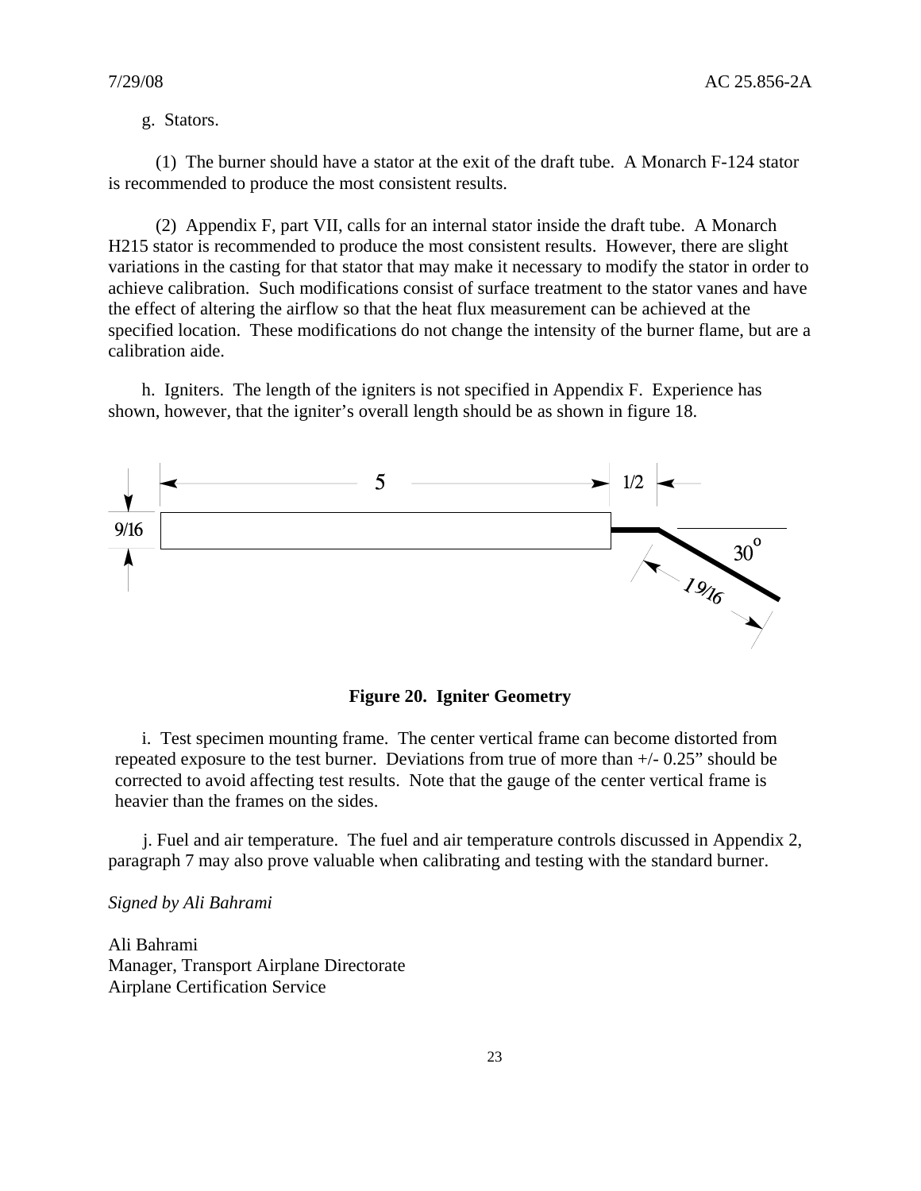g. Stators.

(1) The burner should have a stator at the exit of the draft tube. A Monarch F-124 stator is recommended to produce the most consistent results.

(2) Appendix F, part VII, calls for an internal stator inside the draft tube. A Monarch H215 stator is recommended to produce the most consistent results. However, there are slight variations in the casting for that stator that may make it necessary to modify the stator in order to achieve calibration. Such modifications consist of surface treatment to the stator vanes and have the effect of altering the airflow so that the heat flux measurement can be achieved at the specified location. These modifications do not change the intensity of the burner flame, but are a calibration aide.

h. Igniters. The length of the igniters is not specified in Appendix F. Experience has shown, however, that the igniter's overall length should be as shown in figure 18.

**Figure 20. Igniter Geometry**

i. Test specimen mounting frame. The center vertical frame can become distorted from repeated exposure to the test burner. Deviations from true of more than +/- 0.25" should be corrected to avoid affecting test results. Note that the gauge of the center vertical frame is heavier than the frames on the sides.

j. Fuel and air temperature. The fuel and air temperature controls discussed in Appendix 2, paragraph 7 may also prove valuable when calibrating and testing with the standard burner.

*Signed by Ali Bahrami*

Ali Bahrami
Manager, Transport Airplane Directorate
Airplane Certification Service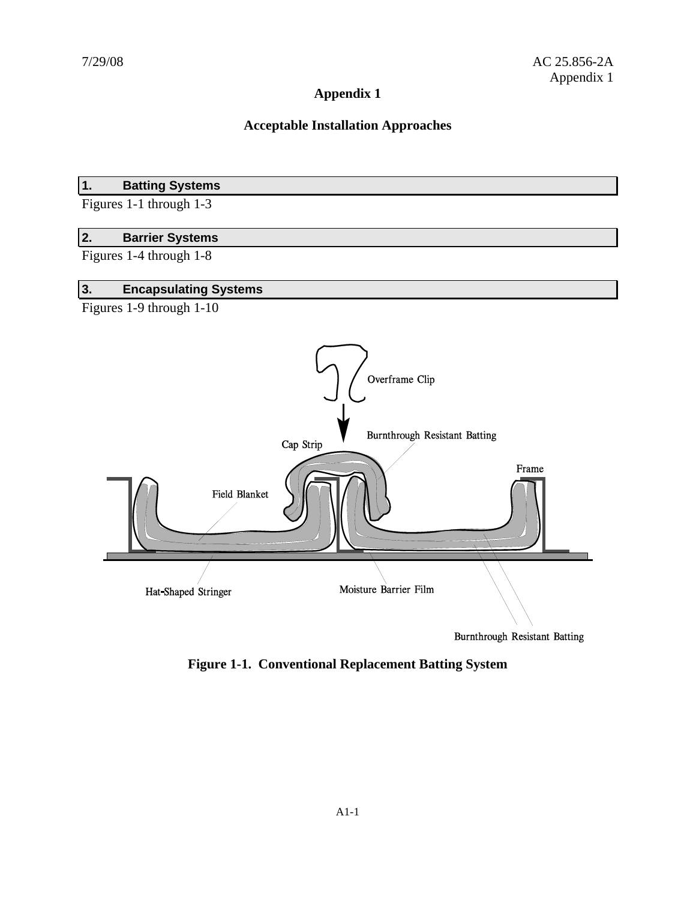# Appendix 1

## Acceptable Installation Approaches

### 1. Batting Systems

Figures 1-1 through 1-3

### 2. Barrier Systems

Figures 1-4 through 1-8

### 3. Encapsulating Systems

Figures 1-9 through 1-10

Overframe Clip

Cap Strip

Burnthrough Resistant Batting

Frame

Field Blanket

Hat-Shaped Stringer

Moisture Barrier Film

Burnthrough Resistant Batting

**Figure 1-1. Conventional Replacement Batting System**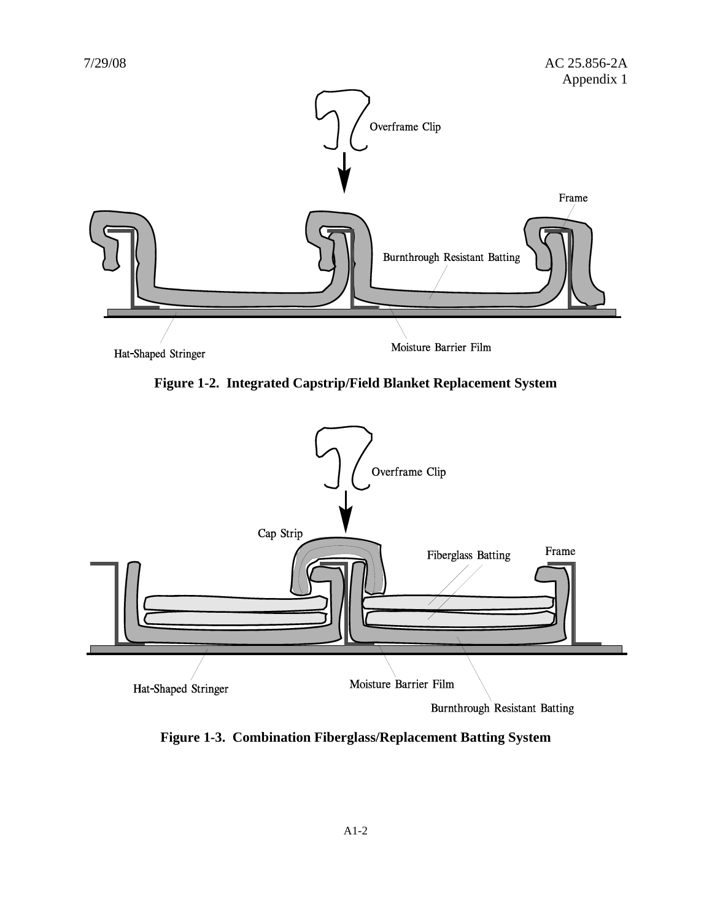Overframe Clip

Frame

Burnthrough Resistant Batting

Hat-Shaped Stringer

Moisture Barrier Film

**Figure 1-2. Integrated Capstrip/Field Blanket Replacement System**

Overframe Clip

Cap Strip

Fiberglass Batting

Frame

Hat-Shaped Stringer

Moisture Barrier Film

Burnthrough Resistant Batting

**Figure 1-3. Combination Fiberglass/Replacement Batting System**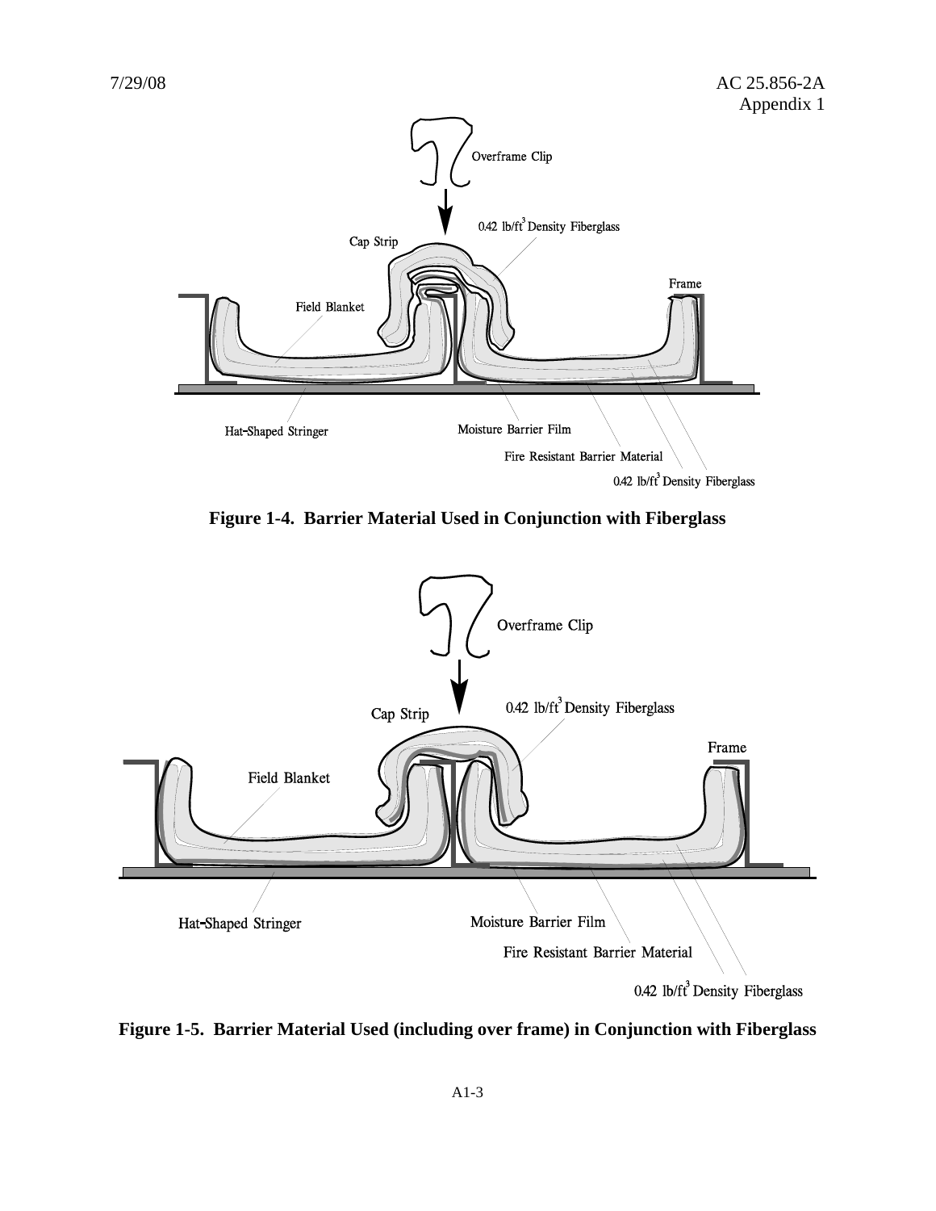Overframe Clip

Cap Strip

$0.42$ lb/ft$^3$ Density Fiberglass

Frame

Field Blanket

Hat-Shaped Stringer

Moisture Barrier Film

Fire Resistant Barrier Material

$0.42$ lb/ft$^3$ Density Fiberglass

**Figure 1-4. Barrier Material Used in Conjunction with Fiberglass**

Overframe Clip

Cap Strip

$0.42$ lb/ft$^3$ Density Fiberglass

Frame

Field Blanket

Hat-Shaped Stringer

Moisture Barrier Film

Fire Resistant Barrier Material

$0.42$ lb/ft$^3$ Density Fiberglass

**Figure 1-5. Barrier Material Used (including over frame) in Conjunction with Fiberglass**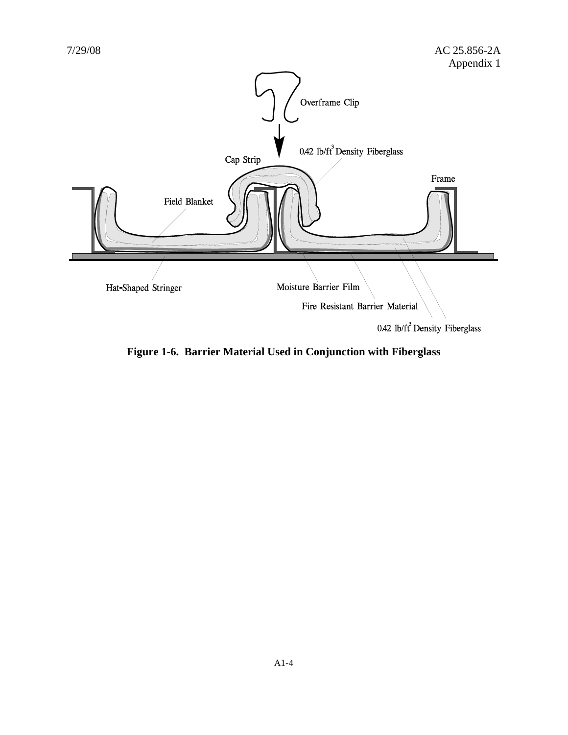Overframe Clip

Cap Strip

$0.42\ lb/ft^3$ Density Fiberglass

Frame

Field Blanket

Hat-Shaped Stringer

Moisture Barrier Film

Fire Resistant Barrier Material

$0.42\ lb/ft^3$ Density Fiberglass

**Figure 1-6. Barrier Material Used in Conjunction with Fiberglass**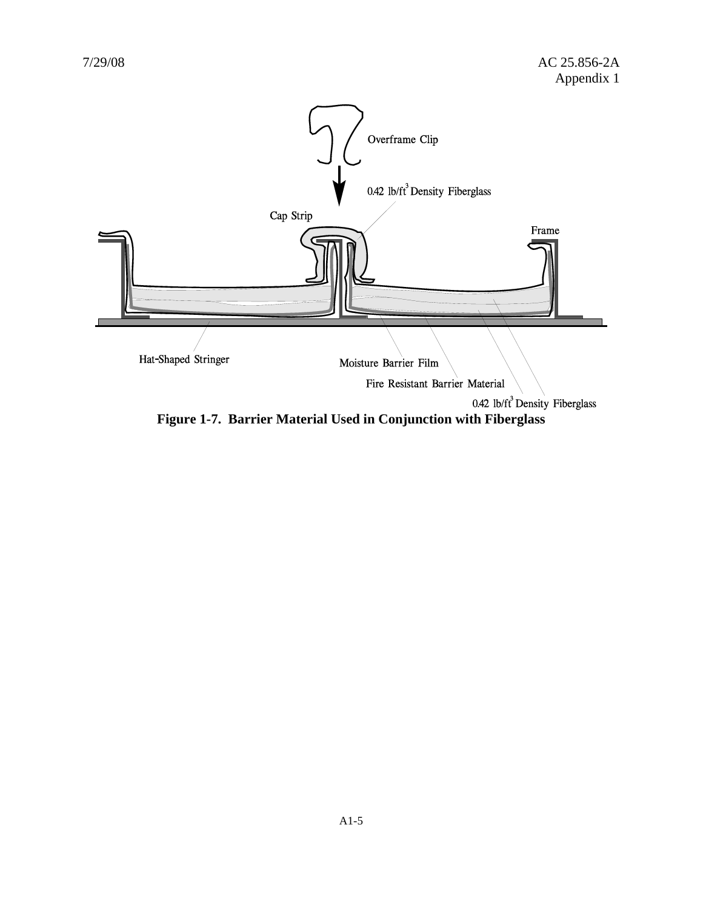Overframe Clip

0.42 lb/ft$^3$ Density Fiberglass

Cap Strip

Frame

Hat-Shaped Stringer

Moisture Barrier Film

Fire Resistant Barrier Material

0.42 lb/ft$^3$ Density Fiberglass

**Figure 1-7. Barrier Material Used in Conjunction with Fiberglass**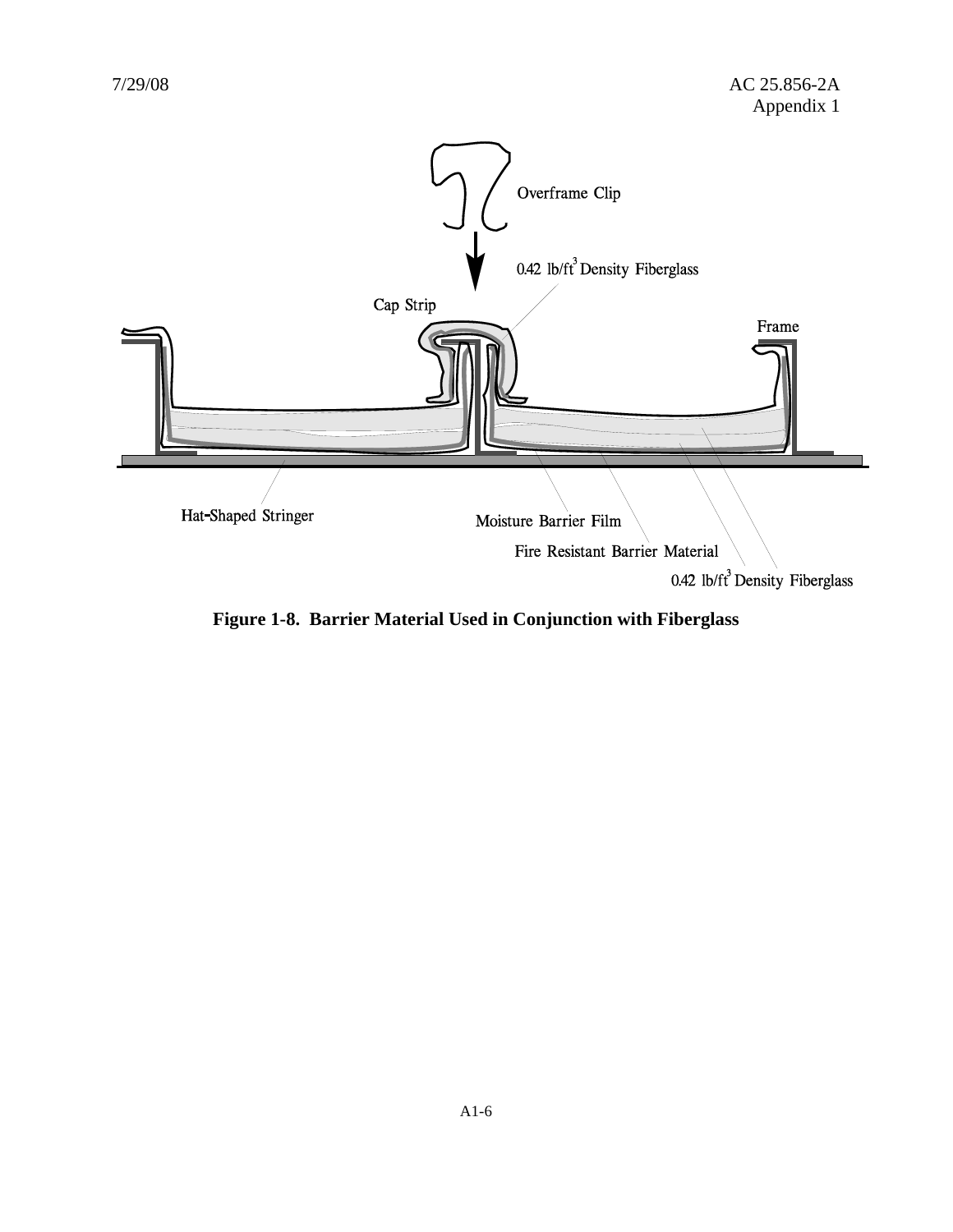**Figure 1-8. Barrier Material Used in Conjunction with Fiberglass**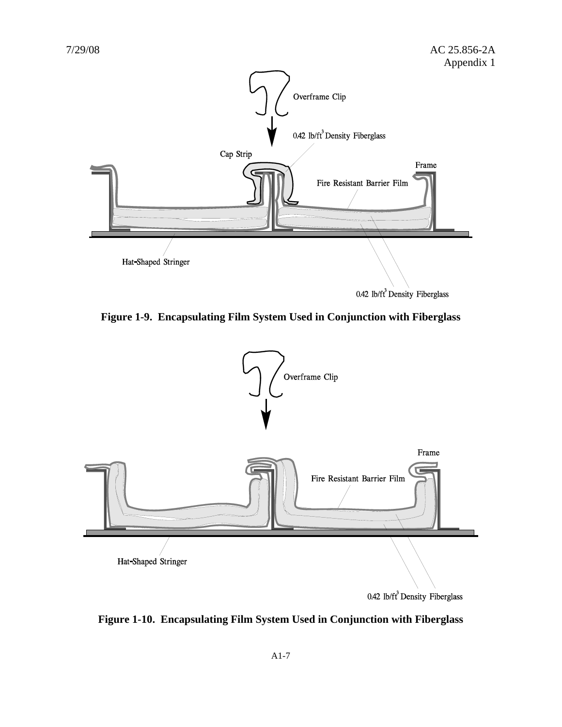Figure 1-9. Encapsulating Film System Used in Conjunction with Fiberglass

Figure 1-10. Encapsulating Film System Used in Conjunction with Fiberglass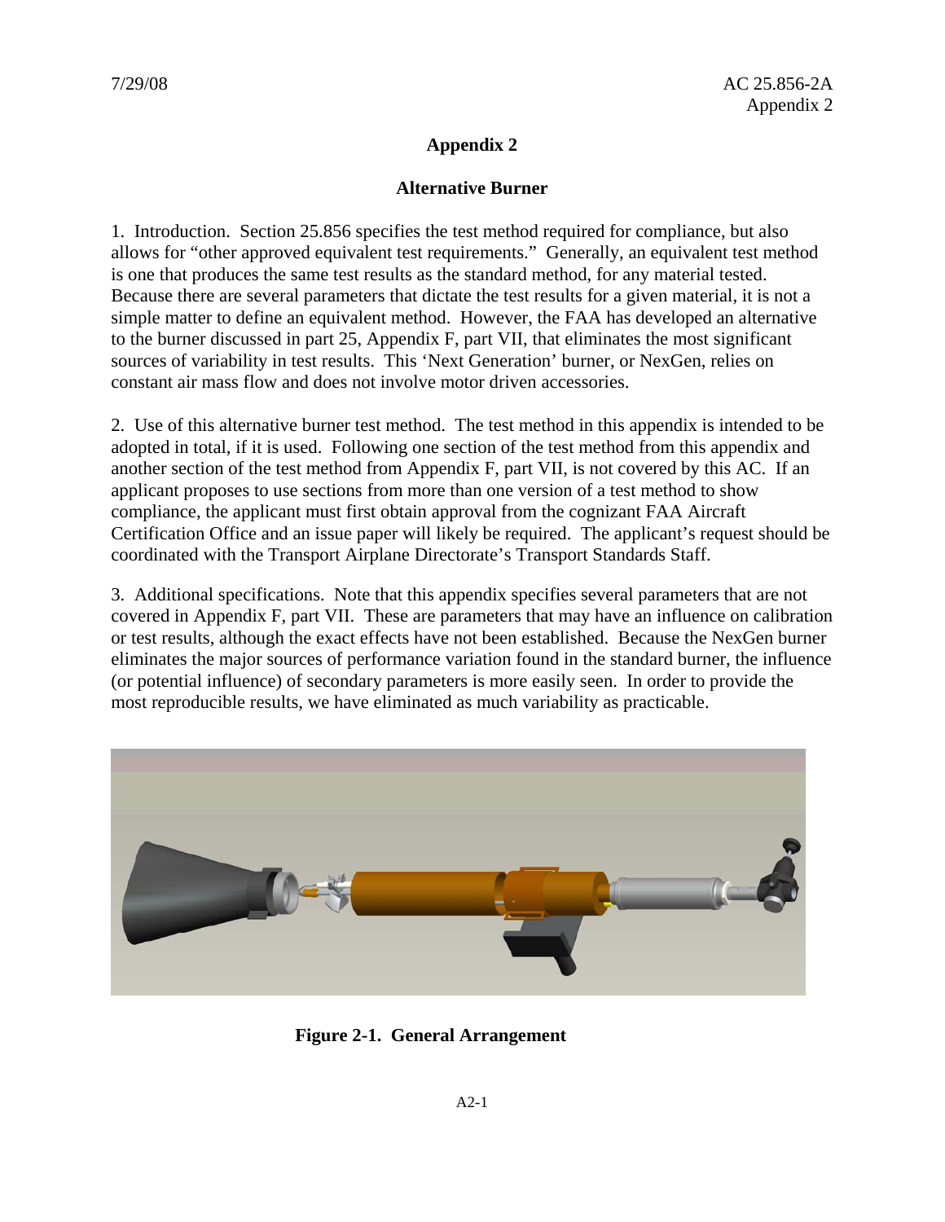# Appendix 2

## Alternative Burner

1. Introduction. Section 25.856 specifies the test method required for compliance, but also allows for "other approved equivalent test requirements." Generally, an equivalent test method is one that produces the same test results as the standard method, for any material tested. Because there are several parameters that dictate the test results for a given material, it is not a simple matter to define an equivalent method. However, the FAA has developed an alternative to the burner discussed in part 25, Appendix F, part VII, that eliminates the most significant sources of variability in test results. This 'Next Generation' burner, or NexGen, relies on constant air mass flow and does not involve motor driven accessories.

2. Use of this alternative burner test method. The test method in this appendix is intended to be adopted in total, if it is used. Following one section of the test method from this appendix and another section of the test method from Appendix F, part VII, is not covered by this AC. If an applicant proposes to use sections from more than one version of a test method to show compliance, the applicant must first obtain approval from the cognizant FAA Aircraft Certification Office and an issue paper will likely be required. The applicant's request should be coordinated with the Transport Airplane Directorate's Transport Standards Staff.

3. Additional specifications. Note that this appendix specifies several parameters that are not covered in Appendix F, part VII. These are parameters that may have an influence on calibration or test results, although the exact effects have not been established. Because the NexGen burner eliminates the major sources of performance variation found in the standard burner, the influence (or potential influence) of secondary parameters is more easily seen. In order to provide the most reproducible results, we have eliminated as much variability as practicable.

**Figure 2-1. General Arrangement**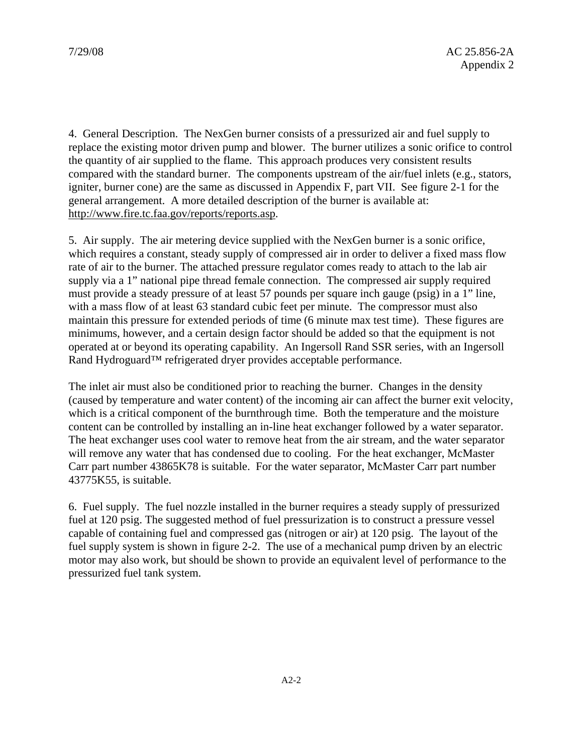4. General Description. The NexGen burner consists of a pressurized air and fuel supply to replace the existing motor driven pump and blower. The burner utilizes a sonic orifice to control the quantity of air supplied to the flame. This approach produces very consistent results compared with the standard burner. The components upstream of the air/fuel inlets (e.g., stators, igniter, burner cone) are the same as discussed in Appendix F, part VII. See figure 2-1 for the general arrangement. A more detailed description of the burner is available at: http://www.fire.tc.faa.gov/reports/reports.asp.

5. Air supply. The air metering device supplied with the NexGen burner is a sonic orifice, which requires a constant, steady supply of compressed air in order to deliver a fixed mass flow rate of air to the burner. The attached pressure regulator comes ready to attach to the lab air supply via a 1" national pipe thread female connection. The compressed air supply required must provide a steady pressure of at least 57 pounds per square inch gauge (psig) in a 1" line, with a mass flow of at least 63 standard cubic feet per minute. The compressor must also maintain this pressure for extended periods of time (6 minute max test time). These figures are minimums, however, and a certain design factor should be added so that the equipment is not operated at or beyond its operating capability. An Ingersoll Rand SSR series, with an Ingersoll Rand Hydroguard™ refrigerated dryer provides acceptable performance.

The inlet air must also be conditioned prior to reaching the burner. Changes in the density (caused by temperature and water content) of the incoming air can affect the burner exit velocity, which is a critical component of the burnthrough time. Both the temperature and the moisture content can be controlled by installing an in-line heat exchanger followed by a water separator. The heat exchanger uses cool water to remove heat from the air stream, and the water separator will remove any water that has condensed due to cooling. For the heat exchanger, McMaster Carr part number 43865K78 is suitable. For the water separator, McMaster Carr part number 43775K55, is suitable.

6. Fuel supply. The fuel nozzle installed in the burner requires a steady supply of pressurized fuel at 120 psig. The suggested method of fuel pressurization is to construct a pressure vessel capable of containing fuel and compressed gas (nitrogen or air) at 120 psig. The layout of the fuel supply system is shown in figure 2-2. The use of a mechanical pump driven by an electric motor may also work, but should be shown to provide an equivalent level of performance to the pressurized fuel tank system.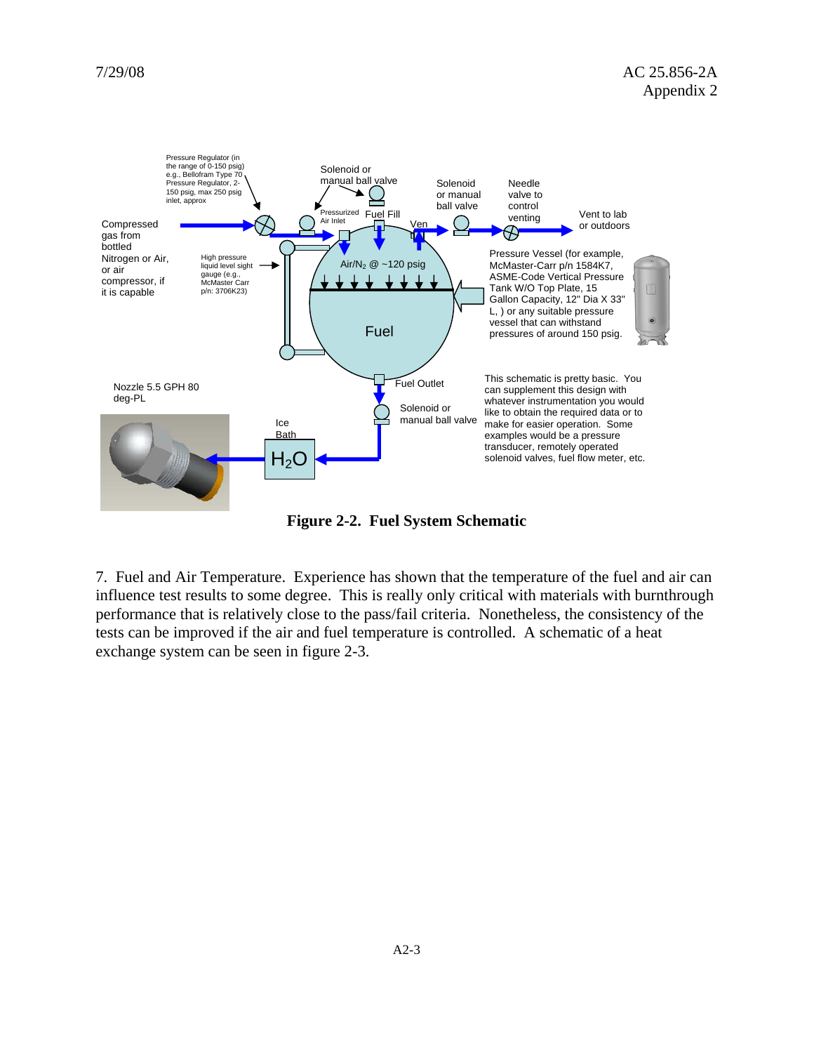Pressure Regulator (in the range of 0-150 psig) e.g., Bellofram Type 70 Pressure Regulator, 2-150 psig, max 250 psig inlet, approx

Solenoid or manual ball valve

Solenoid or manual ball valve

Needle valve to control venting

Compressed gas from bottled Nitrogen or Air, or air compressor, if it is capable

Pressurized Air Inlet

Fuel Fill

Vent

Vent to lab or outdoors

High pressure liquid level sight gauge (e.g., McMaster Carr p/n: 3706K23)

Air/$N_2$ @ ~120 psig

Fuel

Pressure Vessel (for example, McMaster-Carr p/n 1584K7, ASME-Code Vertical Pressure Tank W/O Top Plate, 15 Gallon Capacity, 12" Dia X 33" L, ) or any suitable pressure vessel that can withstand pressures of around 150 psig.

Nozzle 5.5 GPH 80 deg-PL

Fuel Outlet

Solenoid or manual ball valve

Ice Bath

$H_2O$

This schematic is pretty basic. You can supplement this design with whatever instrumentation you would like to obtain the required data or to make for easier operation. Some examples would be a pressure transducer, remotely operated solenoid valves, fuel flow meter, etc.

**Figure 2-2. Fuel System Schematic**

7. Fuel and Air Temperature. Experience has shown that the temperature of the fuel and air can influence test results to some degree. This is really only critical with materials with burnthrough performance that is relatively close to the pass/fail criteria. Nonetheless, the consistency of the tests can be improved if the air and fuel temperature is controlled. A schematic of a heat exchange system can be seen in figure 2-3.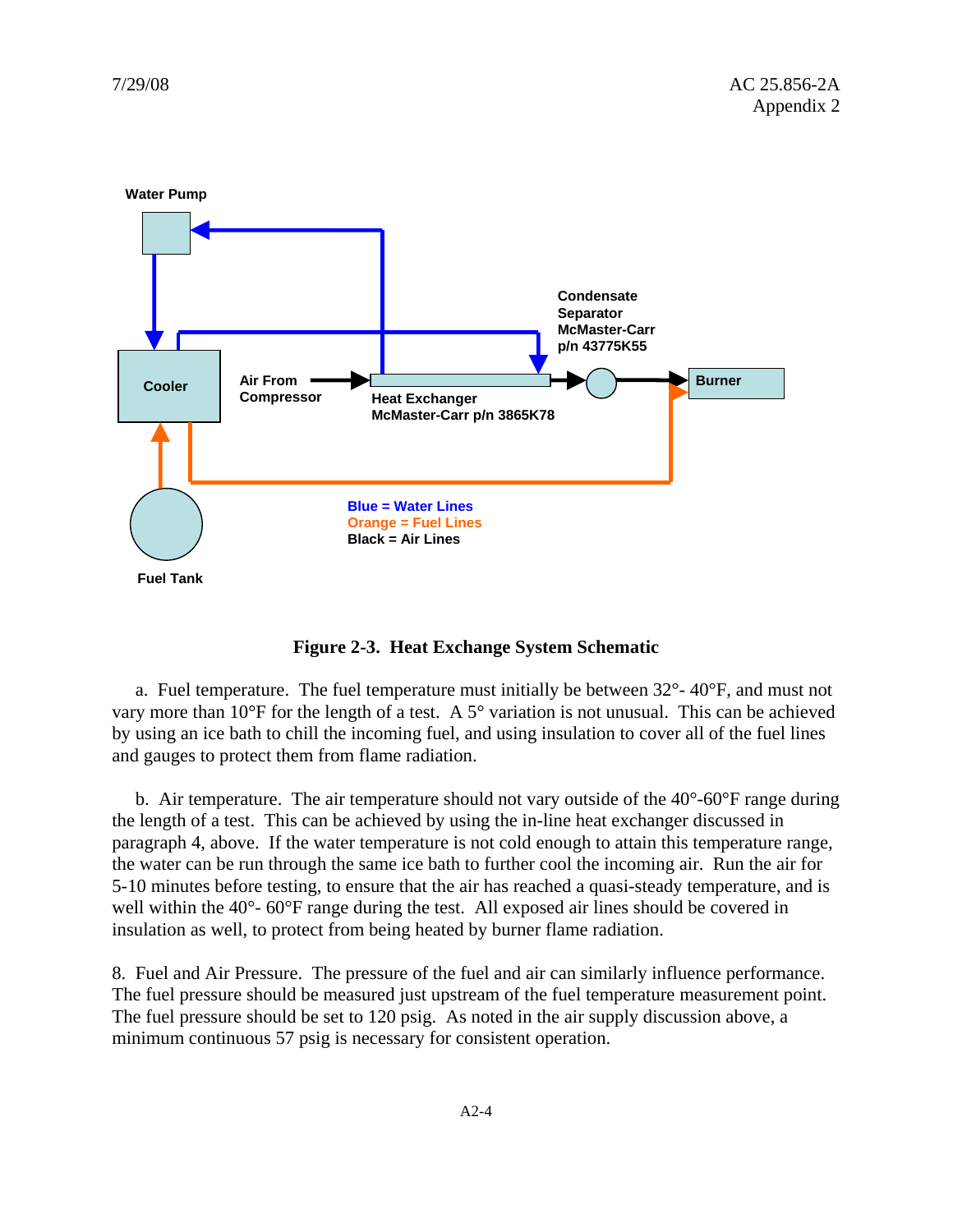Water Pump

Cooler

Air From Compressor

Heat Exchanger McMaster-Carr p/n 3865K78

Condensate Separator McMaster-Carr p/n 43775K55

Burner

Fuel Tank

Blue = Water Lines
Orange = Fuel Lines
Black = Air Lines

**Figure 2-3. Heat Exchange System Schematic**

a. Fuel temperature. The fuel temperature must initially be between 32°- 40°F, and must not vary more than 10°F for the length of a test. A 5° variation is not unusual. This can be achieved by using an ice bath to chill the incoming fuel, and using insulation to cover all of the fuel lines and gauges to protect them from flame radiation.

b. Air temperature. The air temperature should not vary outside of the 40°-60°F range during the length of a test. This can be achieved by using the in-line heat exchanger discussed in paragraph 4, above. If the water temperature is not cold enough to attain this temperature range, the water can be run through the same ice bath to further cool the incoming air. Run the air for 5-10 minutes before testing, to ensure that the air has reached a quasi-steady temperature, and is well within the 40°- 60°F range during the test. All exposed air lines should be covered in insulation as well, to protect from being heated by burner flame radiation.

8. Fuel and Air Pressure. The pressure of the fuel and air can similarly influence performance. The fuel pressure should be measured just upstream of the fuel temperature measurement point. The fuel pressure should be set to 120 psig. As noted in the air supply discussion above, a minimum continuous 57 psig is necessary for consistent operation.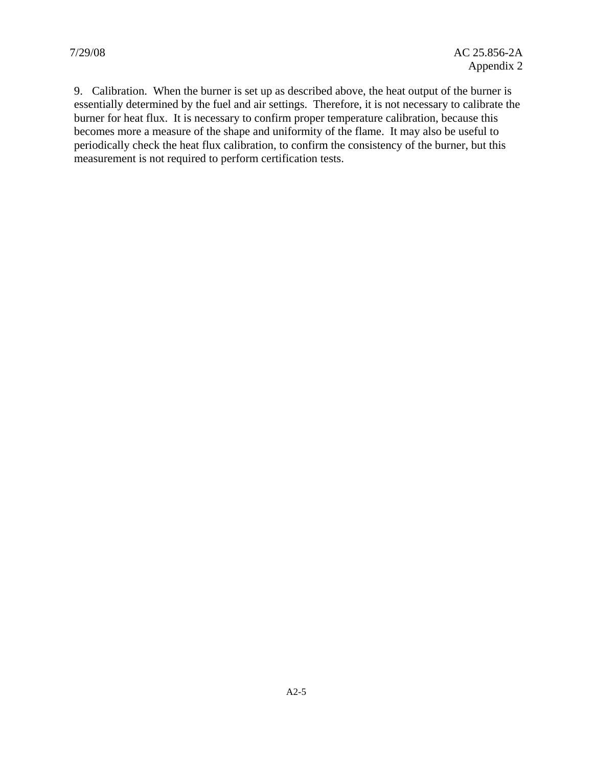9. Calibration. When the burner is set up as described above, the heat output of the burner is essentially determined by the fuel and air settings. Therefore, it is not necessary to calibrate the burner for heat flux. It is necessary to confirm proper temperature calibration, because this becomes more a measure of the shape and uniformity of the flame. It may also be useful to periodically check the heat flux calibration, to confirm the consistency of the burner, but this measurement is not required to perform certification tests.